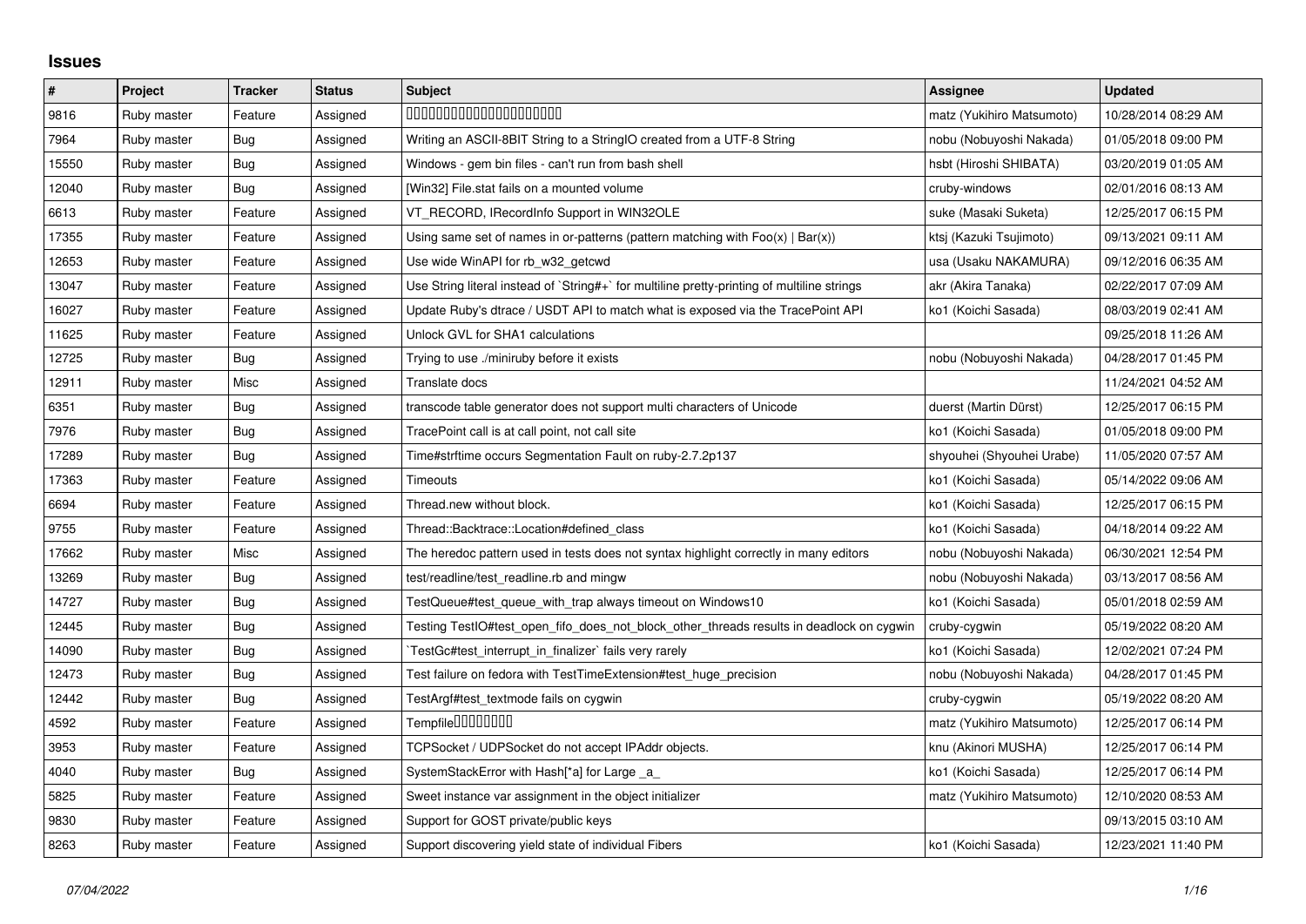## Issues

| # | Project | Tracker | Status | Subject | Assignee | Updated |
|---|---|---|---|---|---|---|
| 9816 | Ruby master | Feature | Assigned | 00000000000000000000 | matz (Yukihiro Matsumoto) | 10/28/2014 08:29 AM |
| 7964 | Ruby master | Bug | Assigned | Writing an ASCII-8BIT String to a StringIO created from a UTF-8 String | nobu (Nobuyoshi Nakada) | 01/05/2018 09:00 PM |
| 15550 | Ruby master | Bug | Assigned | Windows - gem bin files - can't run from bash shell | hsbt (Hiroshi SHIBATA) | 03/20/2019 01:05 AM |
| 12040 | Ruby master | Bug | Assigned | [Win32] File.stat fails on a mounted volume | cruby-windows | 02/01/2016 08:13 AM |
| 6613 | Ruby master | Feature | Assigned | VT_RECORD, IRecordInfo Support in WIN32OLE | suke (Masaki Suketa) | 12/25/2017 06:15 PM |
| 17355 | Ruby master | Feature | Assigned | Using same set of names in or-patterns (pattern matching with Foo(x) \| Bar(x)) | ktsj (Kazuki Tsujimoto) | 09/13/2021 09:11 AM |
| 12653 | Ruby master | Feature | Assigned | Use wide WinAPI for rb_w32_getcwd | usa (Usaku NAKAMURA) | 09/12/2016 06:35 AM |
| 13047 | Ruby master | Feature | Assigned | Use String literal instead of `String#+` for multiline pretty-printing of multiline strings | akr (Akira Tanaka) | 02/22/2017 07:09 AM |
| 16027 | Ruby master | Feature | Assigned | Update Ruby's dtrace / USDT API to match what is exposed via the TracePoint API | ko1 (Koichi Sasada) | 08/03/2019 02:41 AM |
| 11625 | Ruby master | Feature | Assigned | Unlock GVL for SHA1 calculations | | 09/25/2018 11:26 AM |
| 12725 | Ruby master | Bug | Assigned | Trying to use ./miniruby before it exists | nobu (Nobuyoshi Nakada) | 04/28/2017 01:45 PM |
| 12911 | Ruby master | Misc | Assigned | Translate docs | | 11/24/2021 04:52 AM |
| 6351 | Ruby master | Bug | Assigned | transcode table generator does not support multi characters of Unicode | duerst (Martin Dürst) | 12/25/2017 06:15 PM |
| 7976 | Ruby master | Bug | Assigned | TracePoint call is at call point, not call site | ko1 (Koichi Sasada) | 01/05/2018 09:00 PM |
| 17289 | Ruby master | Bug | Assigned | Time#strftime occurs Segmentation Fault on ruby-2.7.2p137 | shyouhei (Shyouhei Urabe) | 11/05/2020 07:57 AM |
| 17363 | Ruby master | Feature | Assigned | Timeouts | ko1 (Koichi Sasada) | 05/14/2022 09:06 AM |
| 6694 | Ruby master | Feature | Assigned | Thread.new without block. | ko1 (Koichi Sasada) | 12/25/2017 06:15 PM |
| 9755 | Ruby master | Feature | Assigned | Thread::Backtrace::Location#defined_class | ko1 (Koichi Sasada) | 04/18/2014 09:22 AM |
| 17662 | Ruby master | Misc | Assigned | The heredoc pattern used in tests does not syntax highlight correctly in many editors | nobu (Nobuyoshi Nakada) | 06/30/2021 12:54 PM |
| 13269 | Ruby master | Bug | Assigned | test/readline/test_readline.rb and mingw | nobu (Nobuyoshi Nakada) | 03/13/2017 08:56 AM |
| 14727 | Ruby master | Bug | Assigned | TestQueue#test_queue_with_trap always timeout on Windows10 | ko1 (Koichi Sasada) | 05/01/2018 02:59 AM |
| 12445 | Ruby master | Bug | Assigned | Testing TestIO#test_open_fifo_does_not_block_other_threads results in deadlock on cygwin | cruby-cygwin | 05/19/2022 08:20 AM |
| 14090 | Ruby master | Bug | Assigned | `TestGc#test_interrupt_in_finalizer` fails very rarely | ko1 (Koichi Sasada) | 12/02/2021 07:24 PM |
| 12473 | Ruby master | Bug | Assigned | Test failure on fedora with TestTimeExtension#test_huge_precision | nobu (Nobuyoshi Nakada) | 04/28/2017 01:45 PM |
| 12442 | Ruby master | Bug | Assigned | TestArgf#test_textmode fails on cygwin | cruby-cygwin | 05/19/2022 08:20 AM |
| 4592 | Ruby master | Feature | Assigned | Tempfile0000000 | matz (Yukihiro Matsumoto) | 12/25/2017 06:14 PM |
| 3953 | Ruby master | Feature | Assigned | TCPSocket / UDPSocket do not accept IPAddr objects. | knu (Akinori MUSHA) | 12/25/2017 06:14 PM |
| 4040 | Ruby master | Bug | Assigned | SystemStackError with Hash[*a] for Large _a_ | ko1 (Koichi Sasada) | 12/25/2017 06:14 PM |
| 5825 | Ruby master | Feature | Assigned | Sweet instance var assignment in the object initializer | matz (Yukihiro Matsumoto) | 12/10/2020 08:53 AM |
| 9830 | Ruby master | Feature | Assigned | Support for GOST private/public keys | | 09/13/2015 03:10 AM |
| 8263 | Ruby master | Feature | Assigned | Support discovering yield state of individual Fibers | ko1 (Koichi Sasada) | 12/23/2021 11:40 PM |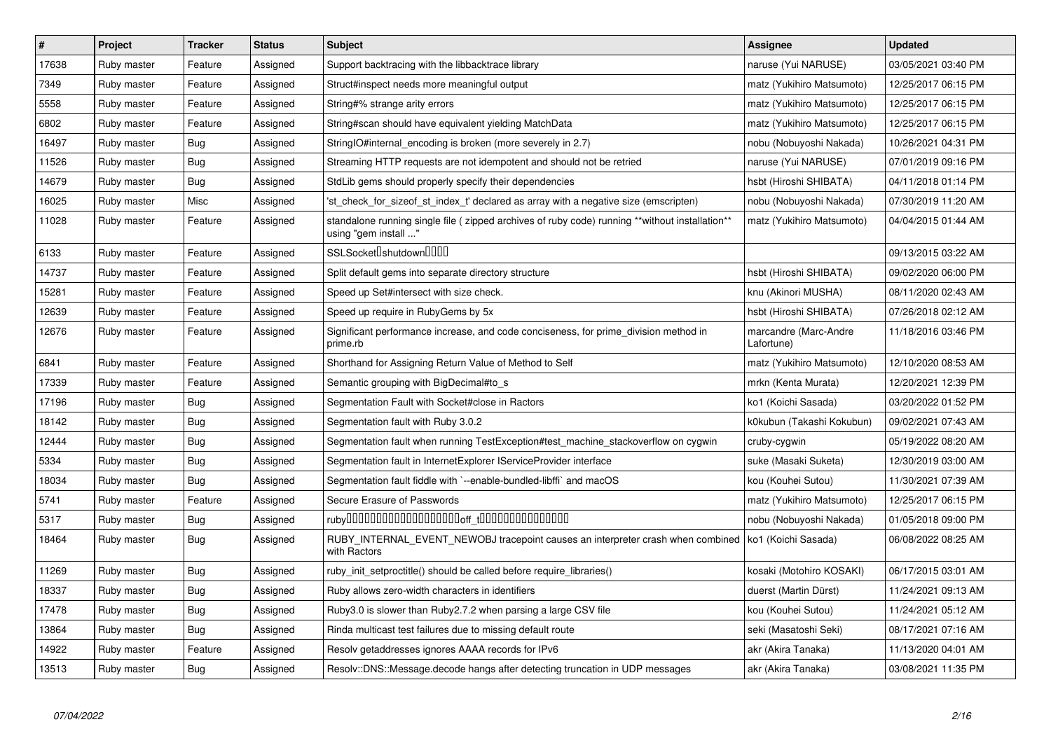| # | Project | Tracker | Status | Subject | Assignee | Updated |
|---|---|---|---|---|---|---|
| 17638 | Ruby master | Feature | Assigned | Support backtracing with the libbacktrace library | naruse (Yui NARUSE) | 03/05/2021 03:40 PM |
| 7349 | Ruby master | Feature | Assigned | Struct#inspect needs more meaningful output | matz (Yukihiro Matsumoto) | 12/25/2017 06:15 PM |
| 5558 | Ruby master | Feature | Assigned | String#% strange arity errors | matz (Yukihiro Matsumoto) | 12/25/2017 06:15 PM |
| 6802 | Ruby master | Feature | Assigned | String#scan should have equivalent yielding MatchData | matz (Yukihiro Matsumoto) | 12/25/2017 06:15 PM |
| 16497 | Ruby master | Bug | Assigned | StringIO#internal_encoding is broken (more severely in 2.7) | nobu (Nobuyoshi Nakada) | 10/26/2021 04:31 PM |
| 11526 | Ruby master | Bug | Assigned | Streaming HTTP requests are not idempotent and should not be retried | naruse (Yui NARUSE) | 07/01/2019 09:16 PM |
| 14679 | Ruby master | Bug | Assigned | StdLib gems should properly specify their dependencies | hsbt (Hiroshi SHIBATA) | 04/11/2018 01:14 PM |
| 16025 | Ruby master | Misc | Assigned | 'st_check_for_sizeof_st_index_t' declared as array with a negative size (emscripten) | nobu (Nobuyoshi Nakada) | 07/30/2019 11:20 AM |
| 11028 | Ruby master | Feature | Assigned | standalone running single file ( zipped archives of ruby code) running **without installation** using "gem install ..." | matz (Yukihiro Matsumoto) | 04/04/2015 01:44 AM |
| 6133 | Ruby master | Feature | Assigned | SSLSocket�shutdown���� | | 09/13/2015 03:22 AM |
| 14737 | Ruby master | Feature | Assigned | Split default gems into separate directory structure | hsbt (Hiroshi SHIBATA) | 09/02/2020 06:00 PM |
| 15281 | Ruby master | Feature | Assigned | Speed up Set#intersect with size check. | knu (Akinori MUSHA) | 08/11/2020 02:43 AM |
| 12639 | Ruby master | Feature | Assigned | Speed up require in RubyGems by 5x | hsbt (Hiroshi SHIBATA) | 07/26/2018 02:12 AM |
| 12676 | Ruby master | Feature | Assigned | Significant performance increase, and code conciseness, for prime_division method in prime.rb | marcandre (Marc-Andre Lafortune) | 11/18/2016 03:46 PM |
| 6841 | Ruby master | Feature | Assigned | Shorthand for Assigning Return Value of Method to Self | matz (Yukihiro Matsumoto) | 12/10/2020 08:53 AM |
| 17339 | Ruby master | Feature | Assigned | Semantic grouping with BigDecimal#to_s | mrkn (Kenta Murata) | 12/20/2021 12:39 PM |
| 17196 | Ruby master | Bug | Assigned | Segmentation Fault with Socket#close in Ractors | ko1 (Koichi Sasada) | 03/20/2022 01:52 PM |
| 18142 | Ruby master | Bug | Assigned | Segmentation fault with Ruby 3.0.2 | k0kubun (Takashi Kokubun) | 09/02/2021 07:43 AM |
| 12444 | Ruby master | Bug | Assigned | Segmentation fault when running TestException#test_machine_stackoverflow on cygwin | cruby-cygwin | 05/19/2022 08:20 AM |
| 5334 | Ruby master | Bug | Assigned | Segmentation fault in InternetExplorer IServiceProvider interface | suke (Masaki Suketa) | 12/30/2019 03:00 AM |
| 18034 | Ruby master | Bug | Assigned | Segmentation fault fiddle with `--enable-bundled-libffi` and macOS | kou (Kouhei Sutou) | 11/30/2021 07:39 AM |
| 5741 | Ruby master | Feature | Assigned | Secure Erasure of Passwords | matz (Yukihiro Matsumoto) | 12/25/2017 06:15 PM |
| 5317 | Ruby master | Bug | Assigned | ruby��������������������off_t���������������� | nobu (Nobuyoshi Nakada) | 01/05/2018 09:00 PM |
| 18464 | Ruby master | Bug | Assigned | RUBY_INTERNAL_EVENT_NEWOBJ tracepoint causes an interpreter crash when combined with Ractors | ko1 (Koichi Sasada) | 06/08/2022 08:25 AM |
| 11269 | Ruby master | Bug | Assigned | ruby_init_setproctitle() should be called before require_libraries() | kosaki (Motohiro KOSAKI) | 06/17/2015 03:01 AM |
| 18337 | Ruby master | Bug | Assigned | Ruby allows zero-width characters in identifiers | duerst (Martin Dürst) | 11/24/2021 09:13 AM |
| 17478 | Ruby master | Bug | Assigned | Ruby3.0 is slower than Ruby2.7.2 when parsing a large CSV file | kou (Kouhei Sutou) | 11/24/2021 05:12 AM |
| 13864 | Ruby master | Bug | Assigned | Rinda multicast test failures due to missing default route | seki (Masatoshi Seki) | 08/17/2021 07:16 AM |
| 14922 | Ruby master | Feature | Assigned | Resolv getaddresses ignores AAAA records for IPv6 | akr (Akira Tanaka) | 11/13/2020 04:01 AM |
| 13513 | Ruby master | Bug | Assigned | Resolv::DNS::Message.decode hangs after detecting truncation in UDP messages | akr (Akira Tanaka) | 03/08/2021 11:35 PM |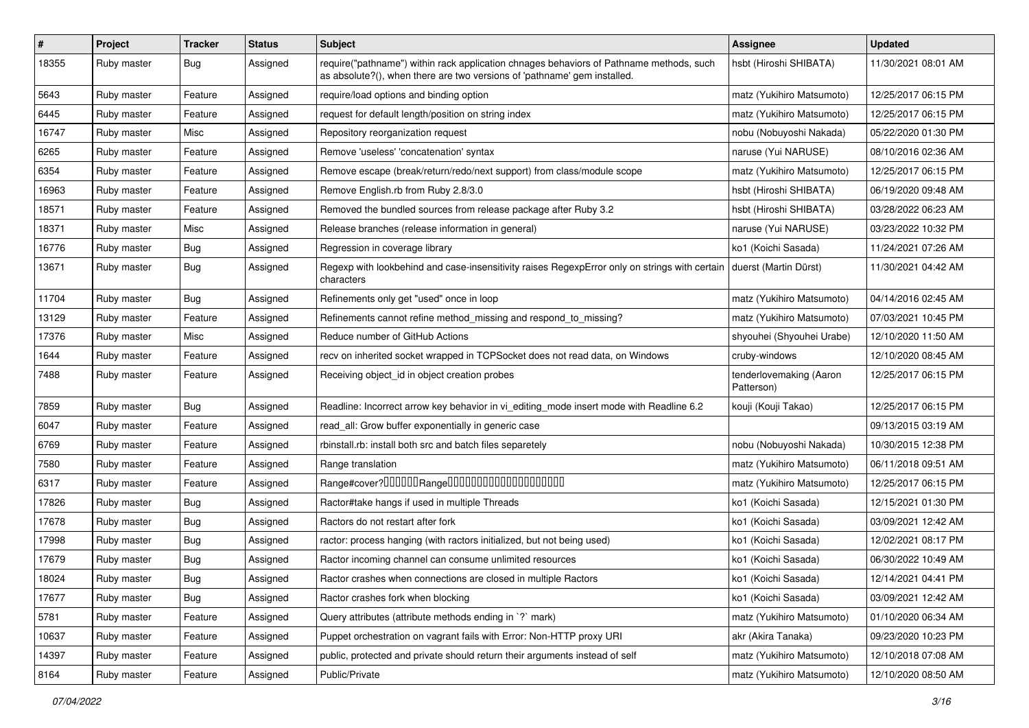| # | Project | Tracker | Status | Subject | Assignee | Updated |
|---|---|---|---|---|---|---|
| 18355 | Ruby master | Bug | Assigned | require("pathname") within rack application chnages behaviors of Pathname methods, such as absolute?(), when there are two versions of 'pathname' gem installed. | hsbt (Hiroshi SHIBATA) | 11/30/2021 08:01 AM |
| 5643 | Ruby master | Feature | Assigned | require/load options and binding option | matz (Yukihiro Matsumoto) | 12/25/2017 06:15 PM |
| 6445 | Ruby master | Feature | Assigned | request for default length/position on string index | matz (Yukihiro Matsumoto) | 12/25/2017 06:15 PM |
| 16747 | Ruby master | Misc | Assigned | Repository reorganization request | nobu (Nobuyoshi Nakada) | 05/22/2020 01:30 PM |
| 6265 | Ruby master | Feature | Assigned | Remove 'useless' 'concatenation' syntax | naruse (Yui NARUSE) | 08/10/2016 02:36 AM |
| 6354 | Ruby master | Feature | Assigned | Remove escape (break/return/redo/next support) from class/module scope | matz (Yukihiro Matsumoto) | 12/25/2017 06:15 PM |
| 16963 | Ruby master | Feature | Assigned | Remove English.rb from Ruby 2.8/3.0 | hsbt (Hiroshi SHIBATA) | 06/19/2020 09:48 AM |
| 18571 | Ruby master | Feature | Assigned | Removed the bundled sources from release package after Ruby 3.2 | hsbt (Hiroshi SHIBATA) | 03/28/2022 06:23 AM |
| 18371 | Ruby master | Misc | Assigned | Release branches (release information in general) | naruse (Yui NARUSE) | 03/23/2022 10:32 PM |
| 16776 | Ruby master | Bug | Assigned | Regression in coverage library | ko1 (Koichi Sasada) | 11/24/2021 07:26 AM |
| 13671 | Ruby master | Bug | Assigned | Regexp with lookbehind and case-insensitivity raises RegexpError only on strings with certain characters | duerst (Martin Dürst) | 11/30/2021 04:42 AM |
| 11704 | Ruby master | Bug | Assigned | Refinements only get "used" once in loop | matz (Yukihiro Matsumoto) | 04/14/2016 02:45 AM |
| 13129 | Ruby master | Feature | Assigned | Refinements cannot refine method_missing and respond_to_missing? | matz (Yukihiro Matsumoto) | 07/03/2021 10:45 PM |
| 17376 | Ruby master | Misc | Assigned | Reduce number of GitHub Actions | shyouhei (Shyouhei Urabe) | 12/10/2020 11:50 AM |
| 1644 | Ruby master | Feature | Assigned | recv on inherited socket wrapped in TCPSocket does not read data, on Windows | cruby-windows | 12/10/2020 08:45 AM |
| 7488 | Ruby master | Feature | Assigned | Receiving object_id in object creation probes | tenderlovemaking (Aaron Patterson) | 12/25/2017 06:15 PM |
| 7859 | Ruby master | Bug | Assigned | Readline: Incorrect arrow key behavior in vi_editing_mode insert mode with Readline 6.2 | kouji (Kouji Takao) | 12/25/2017 06:15 PM |
| 6047 | Ruby master | Feature | Assigned | read_all: Grow buffer exponentially in generic case | | 09/13/2015 03:19 AM |
| 6769 | Ruby master | Feature | Assigned | rbinstall.rb: install both src and batch files separetely | nobu (Nobuyoshi Nakada) | 10/30/2015 12:38 PM |
| 7580 | Ruby master | Feature | Assigned | Range translation | matz (Yukihiro Matsumoto) | 06/11/2018 09:51 AM |
| 6317 | Ruby master | Feature | Assigned | Range#cover?□□□□□□Range□□□□□□□□□□□□□□□□□□□□ | matz (Yukihiro Matsumoto) | 12/25/2017 06:15 PM |
| 17826 | Ruby master | Bug | Assigned | Ractor#take hangs if used in multiple Threads | ko1 (Koichi Sasada) | 12/15/2021 01:30 PM |
| 17678 | Ruby master | Bug | Assigned | Ractors do not restart after fork | ko1 (Koichi Sasada) | 03/09/2021 12:42 AM |
| 17998 | Ruby master | Bug | Assigned | ractor: process hanging (with ractors initialized, but not being used) | ko1 (Koichi Sasada) | 12/02/2021 08:17 PM |
| 17679 | Ruby master | Bug | Assigned | Ractor incoming channel can consume unlimited resources | ko1 (Koichi Sasada) | 06/30/2022 10:49 AM |
| 18024 | Ruby master | Bug | Assigned | Ractor crashes when connections are closed in multiple Ractors | ko1 (Koichi Sasada) | 12/14/2021 04:41 PM |
| 17677 | Ruby master | Bug | Assigned | Ractor crashes fork when blocking | ko1 (Koichi Sasada) | 03/09/2021 12:42 AM |
| 5781 | Ruby master | Feature | Assigned | Query attributes (attribute methods ending in `?` mark) | matz (Yukihiro Matsumoto) | 01/10/2020 06:34 AM |
| 10637 | Ruby master | Feature | Assigned | Puppet orchestration on vagrant fails with Error: Non-HTTP proxy URI | akr (Akira Tanaka) | 09/23/2020 10:23 PM |
| 14397 | Ruby master | Feature | Assigned | public, protected and private should return their arguments instead of self | matz (Yukihiro Matsumoto) | 12/10/2018 07:08 AM |
| 8164 | Ruby master | Feature | Assigned | Public/Private | matz (Yukihiro Matsumoto) | 12/10/2020 08:50 AM |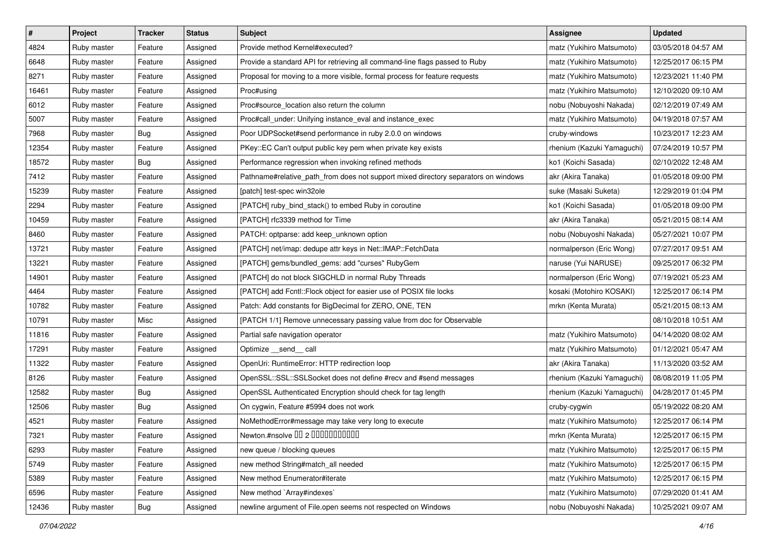| # | Project | Tracker | Status | Subject | Assignee | Updated |
|---|---|---|---|---|---|---|
| 4824 | Ruby master | Feature | Assigned | Provide method Kernel#executed? | matz (Yukihiro Matsumoto) | 03/05/2018 04:57 AM |
| 6648 | Ruby master | Feature | Assigned | Provide a standard API for retrieving all command-line flags passed to Ruby | matz (Yukihiro Matsumoto) | 12/25/2017 06:15 PM |
| 8271 | Ruby master | Feature | Assigned | Proposal for moving to a more visible, formal process for feature requests | matz (Yukihiro Matsumoto) | 12/23/2021 11:40 PM |
| 16461 | Ruby master | Feature | Assigned | Proc#using | matz (Yukihiro Matsumoto) | 12/10/2020 09:10 AM |
| 6012 | Ruby master | Feature | Assigned | Proc#source_location also return the column | nobu (Nobuyoshi Nakada) | 02/12/2019 07:49 AM |
| 5007 | Ruby master | Feature | Assigned | Proc#call_under: Unifying instance_eval and instance_exec | matz (Yukihiro Matsumoto) | 04/19/2018 07:57 AM |
| 7968 | Ruby master | Bug | Assigned | Poor UDPSocket#send performance in ruby 2.0.0 on windows | cruby-windows | 10/23/2017 12:23 AM |
| 12354 | Ruby master | Feature | Assigned | PKey::EC Can't output public key pem when private key exists | rhenium (Kazuki Yamaguchi) | 07/24/2019 10:57 PM |
| 18572 | Ruby master | Bug | Assigned | Performance regression when invoking refined methods | ko1 (Koichi Sasada) | 02/10/2022 12:48 AM |
| 7412 | Ruby master | Feature | Assigned | Pathname#relative_path_from does not support mixed directory separators on windows | akr (Akira Tanaka) | 01/05/2018 09:00 PM |
| 15239 | Ruby master | Feature | Assigned | [patch] test-spec win32ole | suke (Masaki Suketa) | 12/29/2019 01:04 PM |
| 2294 | Ruby master | Feature | Assigned | [PATCH] ruby_bind_stack() to embed Ruby in coroutine | ko1 (Koichi Sasada) | 01/05/2018 09:00 PM |
| 10459 | Ruby master | Feature | Assigned | [PATCH] rfc3339 method for Time | akr (Akira Tanaka) | 05/21/2015 08:14 AM |
| 8460 | Ruby master | Feature | Assigned | PATCH: optparse: add keep_unknown option | nobu (Nobuyoshi Nakada) | 05/27/2021 10:07 PM |
| 13721 | Ruby master | Feature | Assigned | [PATCH] net/imap: dedupe attr keys in Net::IMAP::FetchData | normalperson (Eric Wong) | 07/27/2017 09:51 AM |
| 13221 | Ruby master | Feature | Assigned | [PATCH] gems/bundled_gems: add "curses" RubyGem | naruse (Yui NARUSE) | 09/25/2017 06:32 PM |
| 14901 | Ruby master | Feature | Assigned | [PATCH] do not block SIGCHLD in normal Ruby Threads | normalperson (Eric Wong) | 07/19/2021 05:23 AM |
| 4464 | Ruby master | Feature | Assigned | [PATCH] add Fcntl::Flock object for easier use of POSIX file locks | kosaki (Motohiro KOSAKI) | 12/25/2017 06:14 PM |
| 10782 | Ruby master | Feature | Assigned | Patch: Add constants for BigDecimal for ZERO, ONE, TEN | mrkn (Kenta Murata) | 05/21/2015 08:13 AM |
| 10791 | Ruby master | Misc | Assigned | [PATCH 1/1] Remove unnecessary passing value from doc for Observable | | 08/10/2018 10:51 AM |
| 11816 | Ruby master | Feature | Assigned | Partial safe navigation operator | matz (Yukihiro Matsumoto) | 04/14/2020 08:02 AM |
| 17291 | Ruby master | Feature | Assigned | Optimize __send__ call | matz (Yukihiro Matsumoto) | 01/12/2021 05:47 AM |
| 11322 | Ruby master | Feature | Assigned | OpenUri: RuntimeError: HTTP redirection loop | akr (Akira Tanaka) | 11/13/2020 03:52 AM |
| 8126 | Ruby master | Feature | Assigned | OpenSSL::SSL::SSLSocket does not define #recv and #send messages | rhenium (Kazuki Yamaguchi) | 08/08/2019 11:05 PM |
| 12582 | Ruby master | Bug | Assigned | OpenSSL Authenticated Encryption should check for tag length | rhenium (Kazuki Yamaguchi) | 04/28/2017 01:45 PM |
| 12506 | Ruby master | Bug | Assigned | On cygwin, Feature #5994 does not work | cruby-cygwin | 05/19/2022 08:20 AM |
| 4521 | Ruby master | Feature | Assigned | NoMethodError#message may take very long to execute | matz (Yukihiro Matsumoto) | 12/25/2017 06:14 PM |
| 7321 | Ruby master | Feature | Assigned | Newton.#nsolve 00 2 00000000000 | mrkn (Kenta Murata) | 12/25/2017 06:15 PM |
| 6293 | Ruby master | Feature | Assigned | new queue / blocking queues | matz (Yukihiro Matsumoto) | 12/25/2017 06:15 PM |
| 5749 | Ruby master | Feature | Assigned | new method String#match_all needed | matz (Yukihiro Matsumoto) | 12/25/2017 06:15 PM |
| 5389 | Ruby master | Feature | Assigned | New method Enumerator#iterate | matz (Yukihiro Matsumoto) | 12/25/2017 06:15 PM |
| 6596 | Ruby master | Feature | Assigned | New method `Array#indexes` | matz (Yukihiro Matsumoto) | 07/29/2020 01:41 AM |
| 12436 | Ruby master | Bug | Assigned | newline argument of File.open seems not respected on Windows | nobu (Nobuyoshi Nakada) | 10/25/2021 09:07 AM |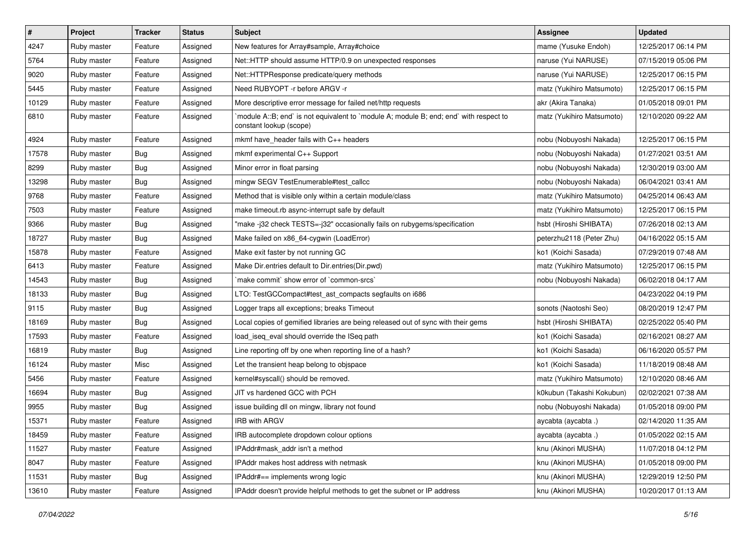| # | Project | Tracker | Status | Subject | Assignee | Updated |
|---|---|---|---|---|---|---|
| 4247 | Ruby master | Feature | Assigned | New features for Array#sample, Array#choice | mame (Yusuke Endoh) | 12/25/2017 06:14 PM |
| 5764 | Ruby master | Feature | Assigned | Net::HTTP should assume HTTP/0.9 on unexpected responses | naruse (Yui NARUSE) | 07/15/2019 05:06 PM |
| 9020 | Ruby master | Feature | Assigned | Net::HTTPResponse predicate/query methods | naruse (Yui NARUSE) | 12/25/2017 06:15 PM |
| 5445 | Ruby master | Feature | Assigned | Need RUBYOPT -r before ARGV -r | matz (Yukihiro Matsumoto) | 12/25/2017 06:15 PM |
| 10129 | Ruby master | Feature | Assigned | More descriptive error message for failed net/http requests | akr (Akira Tanaka) | 01/05/2018 09:01 PM |
| 6810 | Ruby master | Feature | Assigned | `module A::B; end` is not equivalent to `module A; module B; end; end` with respect to constant lookup (scope) | matz (Yukihiro Matsumoto) | 12/10/2020 09:22 AM |
| 4924 | Ruby master | Feature | Assigned | mkmf have_header fails with C++ headers | nobu (Nobuyoshi Nakada) | 12/25/2017 06:15 PM |
| 17578 | Ruby master | Bug | Assigned | mkmf experimental C++ Support | nobu (Nobuyoshi Nakada) | 01/27/2021 03:51 AM |
| 8299 | Ruby master | Bug | Assigned | Minor error in float parsing | nobu (Nobuyoshi Nakada) | 12/30/2019 03:00 AM |
| 13298 | Ruby master | Bug | Assigned | mingw SEGV TestEnumerable#test_callcc | nobu (Nobuyoshi Nakada) | 06/04/2021 03:41 AM |
| 9768 | Ruby master | Feature | Assigned | Method that is visible only within a certain module/class | matz (Yukihiro Matsumoto) | 04/25/2014 06:43 AM |
| 7503 | Ruby master | Feature | Assigned | make timeout.rb async-interrupt safe by default | matz (Yukihiro Matsumoto) | 12/25/2017 06:15 PM |
| 9366 | Ruby master | Bug | Assigned | "make -j32 check TESTS=-j32" occasionally fails on rubygems/specification | hsbt (Hiroshi SHIBATA) | 07/26/2018 02:13 AM |
| 18727 | Ruby master | Bug | Assigned | Make failed on x86_64-cygwin (LoadError) | peterzhu2118 (Peter Zhu) | 04/16/2022 05:15 AM |
| 15878 | Ruby master | Feature | Assigned | Make exit faster by not running GC | ko1 (Koichi Sasada) | 07/29/2019 07:48 AM |
| 6413 | Ruby master | Feature | Assigned | Make Dir.entries default to Dir.entries(Dir.pwd) | matz (Yukihiro Matsumoto) | 12/25/2017 06:15 PM |
| 14543 | Ruby master | Bug | Assigned | `make commit` show error of `common-srcs` | nobu (Nobuyoshi Nakada) | 06/02/2018 04:17 AM |
| 18133 | Ruby master | Bug | Assigned | LTO: TestGCCompact#test_ast_compacts segfaults on i686 | | 04/23/2022 04:19 PM |
| 9115 | Ruby master | Bug | Assigned | Logger traps all exceptions; breaks Timeout | sonots (Naotoshi Seo) | 08/20/2019 12:47 PM |
| 18169 | Ruby master | Bug | Assigned | Local copies of gemified libraries are being released out of sync with their gems | hsbt (Hiroshi SHIBATA) | 02/25/2022 05:40 PM |
| 17593 | Ruby master | Feature | Assigned | load_iseq_eval should override the ISeq path | ko1 (Koichi Sasada) | 02/16/2021 08:27 AM |
| 16819 | Ruby master | Bug | Assigned | Line reporting off by one when reporting line of a hash? | ko1 (Koichi Sasada) | 06/16/2020 05:57 PM |
| 16124 | Ruby master | Misc | Assigned | Let the transient heap belong to objspace | ko1 (Koichi Sasada) | 11/18/2019 08:48 AM |
| 5456 | Ruby master | Feature | Assigned | kernel#syscall() should be removed. | matz (Yukihiro Matsumoto) | 12/10/2020 08:46 AM |
| 16694 | Ruby master | Bug | Assigned | JIT vs hardened GCC with PCH | k0kubun (Takashi Kokubun) | 02/02/2021 07:38 AM |
| 9955 | Ruby master | Bug | Assigned | issue building dll on mingw, library not found | nobu (Nobuyoshi Nakada) | 01/05/2018 09:00 PM |
| 15371 | Ruby master | Feature | Assigned | IRB with ARGV | aycabta (aycabta .) | 02/14/2020 11:35 AM |
| 18459 | Ruby master | Feature | Assigned | IRB autocomplete dropdown colour options | aycabta (aycabta .) | 01/05/2022 02:15 AM |
| 11527 | Ruby master | Feature | Assigned | IPAddr#mask_addr isn't a method | knu (Akinori MUSHA) | 11/07/2018 04:12 PM |
| 8047 | Ruby master | Feature | Assigned | IPAddr makes host address with netmask | knu (Akinori MUSHA) | 01/05/2018 09:00 PM |
| 11531 | Ruby master | Bug | Assigned | IPAddr#== implements wrong logic | knu (Akinori MUSHA) | 12/29/2019 12:50 PM |
| 13610 | Ruby master | Feature | Assigned | IPAddr doesn't provide helpful methods to get the subnet or IP address | knu (Akinori MUSHA) | 10/20/2017 01:13 AM |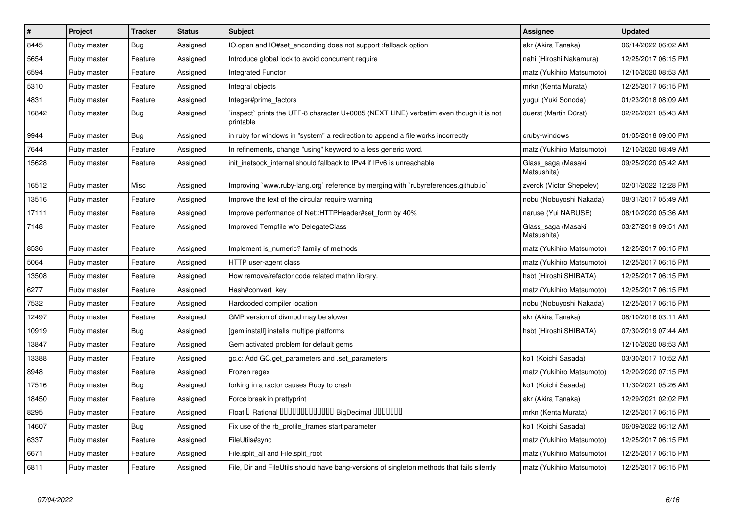| # | Project | Tracker | Status | Subject | Assignee | Updated |
|---|---|---|---|---|---|---|
| 8445 | Ruby master | Bug | Assigned | IO.open and IO#set_enconding does not support :fallback option | akr (Akira Tanaka) | 06/14/2022 06:02 AM |
| 5654 | Ruby master | Feature | Assigned | Introduce global lock to avoid concurrent require | nahi (Hiroshi Nakamura) | 12/25/2017 06:15 PM |
| 6594 | Ruby master | Feature | Assigned | Integrated Functor | matz (Yukihiro Matsumoto) | 12/10/2020 08:53 AM |
| 5310 | Ruby master | Feature | Assigned | Integral objects | mrkn (Kenta Murata) | 12/25/2017 06:15 PM |
| 4831 | Ruby master | Feature | Assigned | Integer#prime_factors | yugui (Yuki Sonoda) | 01/23/2018 08:09 AM |
| 16842 | Ruby master | Bug | Assigned | `inspect` prints the UTF-8 character U+0085 (NEXT LINE) verbatim even though it is not printable | duerst (Martin Dürst) | 02/26/2021 05:43 AM |
| 9944 | Ruby master | Bug | Assigned | in ruby for windows in "system" a redirection to append a file works incorrectly | cruby-windows | 01/05/2018 09:00 PM |
| 7644 | Ruby master | Feature | Assigned | In refinements, change "using" keyword to a less generic word. | matz (Yukihiro Matsumoto) | 12/10/2020 08:49 AM |
| 15628 | Ruby master | Feature | Assigned | init_inetsock_internal should fallback to IPv4 if IPv6 is unreachable | Glass_saga (Masaki Matsushita) | 09/25/2020 05:42 AM |
| 16512 | Ruby master | Misc | Assigned | Improving `www.ruby-lang.org` reference by merging with `rubyreferences.github.io` | zverok (Victor Shepelev) | 02/01/2022 12:28 PM |
| 13516 | Ruby master | Feature | Assigned | Improve the text of the circular require warning | nobu (Nobuyoshi Nakada) | 08/31/2017 05:49 AM |
| 17111 | Ruby master | Feature | Assigned | Improve performance of Net::HTTPHeader#set_form by 40% | naruse (Yui NARUSE) | 08/10/2020 05:36 AM |
| 7148 | Ruby master | Feature | Assigned | Improved Tempfile w/o DelegateClass | Glass_saga (Masaki Matsushita) | 03/27/2019 09:51 AM |
| 8536 | Ruby master | Feature | Assigned | Implement is_numeric? family of methods | matz (Yukihiro Matsumoto) | 12/25/2017 06:15 PM |
| 5064 | Ruby master | Feature | Assigned | HTTP user-agent class | matz (Yukihiro Matsumoto) | 12/25/2017 06:15 PM |
| 13508 | Ruby master | Feature | Assigned | How remove/refactor code related mathn library. | hsbt (Hiroshi SHIBATA) | 12/25/2017 06:15 PM |
| 6277 | Ruby master | Feature | Assigned | Hash#convert_key | matz (Yukihiro Matsumoto) | 12/25/2017 06:15 PM |
| 7532 | Ruby master | Feature | Assigned | Hardcoded compiler location | nobu (Nobuyoshi Nakada) | 12/25/2017 06:15 PM |
| 12497 | Ruby master | Feature | Assigned | GMP version of divmod may be slower | akr (Akira Tanaka) | 08/10/2016 03:11 AM |
| 10919 | Ruby master | Bug | Assigned | [gem install] installs multipe platforms | hsbt (Hiroshi SHIBATA) | 07/30/2019 07:44 AM |
| 13847 | Ruby master | Feature | Assigned | Gem activated problem for default gems | | 12/10/2020 08:53 AM |
| 13388 | Ruby master | Feature | Assigned | gc.c: Add GC.get_parameters and .set_parameters | ko1 (Koichi Sasada) | 03/30/2017 10:52 AM |
| 8948 | Ruby master | Feature | Assigned | Frozen regex | matz (Yukihiro Matsumoto) | 12/20/2020 07:15 PM |
| 17516 | Ruby master | Bug | Assigned | forking in a ractor causes Ruby to crash | ko1 (Koichi Sasada) | 11/30/2021 05:26 AM |
| 18450 | Ruby master | Feature | Assigned | Force break in prettyprint | akr (Akira Tanaka) | 12/29/2021 02:02 PM |
| 8295 | Ruby master | Feature | Assigned | Float 🯄 Rational 🯄🯄🯄🯄🯄🯄🯄🯄🯄🯄🯄🯄🯄 BigDecimal 🯄🯄🯄🯄🯄🯄🯄 | mrkn (Kenta Murata) | 12/25/2017 06:15 PM |
| 14607 | Ruby master | Bug | Assigned | Fix use of the rb_profile_frames start parameter | ko1 (Koichi Sasada) | 06/09/2022 06:12 AM |
| 6337 | Ruby master | Feature | Assigned | FileUtils#sync | matz (Yukihiro Matsumoto) | 12/25/2017 06:15 PM |
| 6671 | Ruby master | Feature | Assigned | File.split_all and File.split_root | matz (Yukihiro Matsumoto) | 12/25/2017 06:15 PM |
| 6811 | Ruby master | Feature | Assigned | File, Dir and FileUtils should have bang-versions of singleton methods that fails silently | matz (Yukihiro Matsumoto) | 12/25/2017 06:15 PM |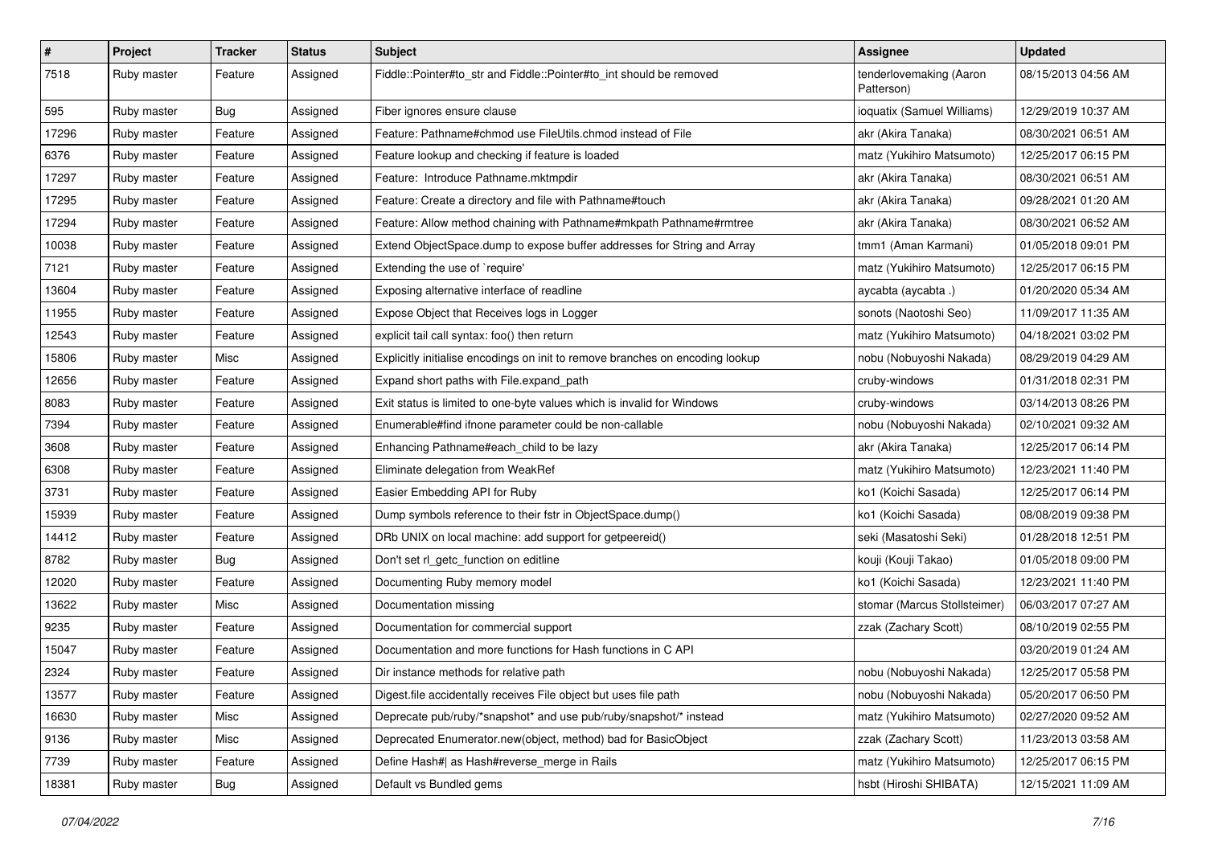| # | Project | Tracker | Status | Subject | Assignee | Updated |
|---|---|---|---|---|---|---|
| 7518 | Ruby master | Feature | Assigned | Fiddle::Pointer#to_str and Fiddle::Pointer#to_int should be removed | tenderlovemaking (Aaron Patterson) | 08/15/2013 04:56 AM |
| 595 | Ruby master | Bug | Assigned | Fiber ignores ensure clause | ioquatix (Samuel Williams) | 12/29/2019 10:37 AM |
| 17296 | Ruby master | Feature | Assigned | Feature: Pathname#chmod use FileUtils.chmod instead of File | akr (Akira Tanaka) | 08/30/2021 06:51 AM |
| 6376 | Ruby master | Feature | Assigned | Feature lookup and checking if feature is loaded | matz (Yukihiro Matsumoto) | 12/25/2017 06:15 PM |
| 17297 | Ruby master | Feature | Assigned | Feature: Introduce Pathname.mktmpdir | akr (Akira Tanaka) | 08/30/2021 06:51 AM |
| 17295 | Ruby master | Feature | Assigned | Feature: Create a directory and file with Pathname#touch | akr (Akira Tanaka) | 09/28/2021 01:20 AM |
| 17294 | Ruby master | Feature | Assigned | Feature: Allow method chaining with Pathname#mkpath Pathname#rmtree | akr (Akira Tanaka) | 08/30/2021 06:52 AM |
| 10038 | Ruby master | Feature | Assigned | Extend ObjectSpace.dump to expose buffer addresses for String and Array | tmm1 (Aman Karmani) | 01/05/2018 09:01 PM |
| 7121 | Ruby master | Feature | Assigned | Extending the use of `require' | matz (Yukihiro Matsumoto) | 12/25/2017 06:15 PM |
| 13604 | Ruby master | Feature | Assigned | Exposing alternative interface of readline | aycabta (aycabta .) | 01/20/2020 05:34 AM |
| 11955 | Ruby master | Feature | Assigned | Expose Object that Receives logs in Logger | sonots (Naotoshi Seo) | 11/09/2017 11:35 AM |
| 12543 | Ruby master | Feature | Assigned | explicit tail call syntax: foo() then return | matz (Yukihiro Matsumoto) | 04/18/2021 03:02 PM |
| 15806 | Ruby master | Misc | Assigned | Explicitly initialise encodings on init to remove branches on encoding lookup | nobu (Nobuyoshi Nakada) | 08/29/2019 04:29 AM |
| 12656 | Ruby master | Feature | Assigned | Expand short paths with File.expand_path | cruby-windows | 01/31/2018 02:31 PM |
| 8083 | Ruby master | Feature | Assigned | Exit status is limited to one-byte values which is invalid for Windows | cruby-windows | 03/14/2013 08:26 PM |
| 7394 | Ruby master | Feature | Assigned | Enumerable#find ifnone parameter could be non-callable | nobu (Nobuyoshi Nakada) | 02/10/2021 09:32 AM |
| 3608 | Ruby master | Feature | Assigned | Enhancing Pathname#each_child to be lazy | akr (Akira Tanaka) | 12/25/2017 06:14 PM |
| 6308 | Ruby master | Feature | Assigned | Eliminate delegation from WeakRef | matz (Yukihiro Matsumoto) | 12/23/2021 11:40 PM |
| 3731 | Ruby master | Feature | Assigned | Easier Embedding API for Ruby | ko1 (Koichi Sasada) | 12/25/2017 06:14 PM |
| 15939 | Ruby master | Feature | Assigned | Dump symbols reference to their fstr in ObjectSpace.dump() | ko1 (Koichi Sasada) | 08/08/2019 09:38 PM |
| 14412 | Ruby master | Feature | Assigned | DRb UNIX on local machine: add support for getpeereid() | seki (Masatoshi Seki) | 01/28/2018 12:51 PM |
| 8782 | Ruby master | Bug | Assigned | Don't set rl_getc_function on editline | kouji (Kouji Takao) | 01/05/2018 09:00 PM |
| 12020 | Ruby master | Feature | Assigned | Documenting Ruby memory model | ko1 (Koichi Sasada) | 12/23/2021 11:40 PM |
| 13622 | Ruby master | Misc | Assigned | Documentation missing | stomar (Marcus Stollsteimer) | 06/03/2017 07:27 AM |
| 9235 | Ruby master | Feature | Assigned | Documentation for commercial support | zzak (Zachary Scott) | 08/10/2019 02:55 PM |
| 15047 | Ruby master | Feature | Assigned | Documentation and more functions for Hash functions in C API | | 03/20/2019 01:24 AM |
| 2324 | Ruby master | Feature | Assigned | Dir instance methods for relative path | nobu (Nobuyoshi Nakada) | 12/25/2017 05:58 PM |
| 13577 | Ruby master | Feature | Assigned | Digest.file accidentally receives File object but uses file path | nobu (Nobuyoshi Nakada) | 05/20/2017 06:50 PM |
| 16630 | Ruby master | Misc | Assigned | Deprecate pub/ruby/*snapshot* and use pub/ruby/snapshot/* instead | matz (Yukihiro Matsumoto) | 02/27/2020 09:52 AM |
| 9136 | Ruby master | Misc | Assigned | Deprecated Enumerator.new(object, method) bad for BasicObject | zzak (Zachary Scott) | 11/23/2013 03:58 AM |
| 7739 | Ruby master | Feature | Assigned | Define Hash#\| as Hash#reverse_merge in Rails | matz (Yukihiro Matsumoto) | 12/25/2017 06:15 PM |
| 18381 | Ruby master | Bug | Assigned | Default vs Bundled gems | hsbt (Hiroshi SHIBATA) | 12/15/2021 11:09 AM |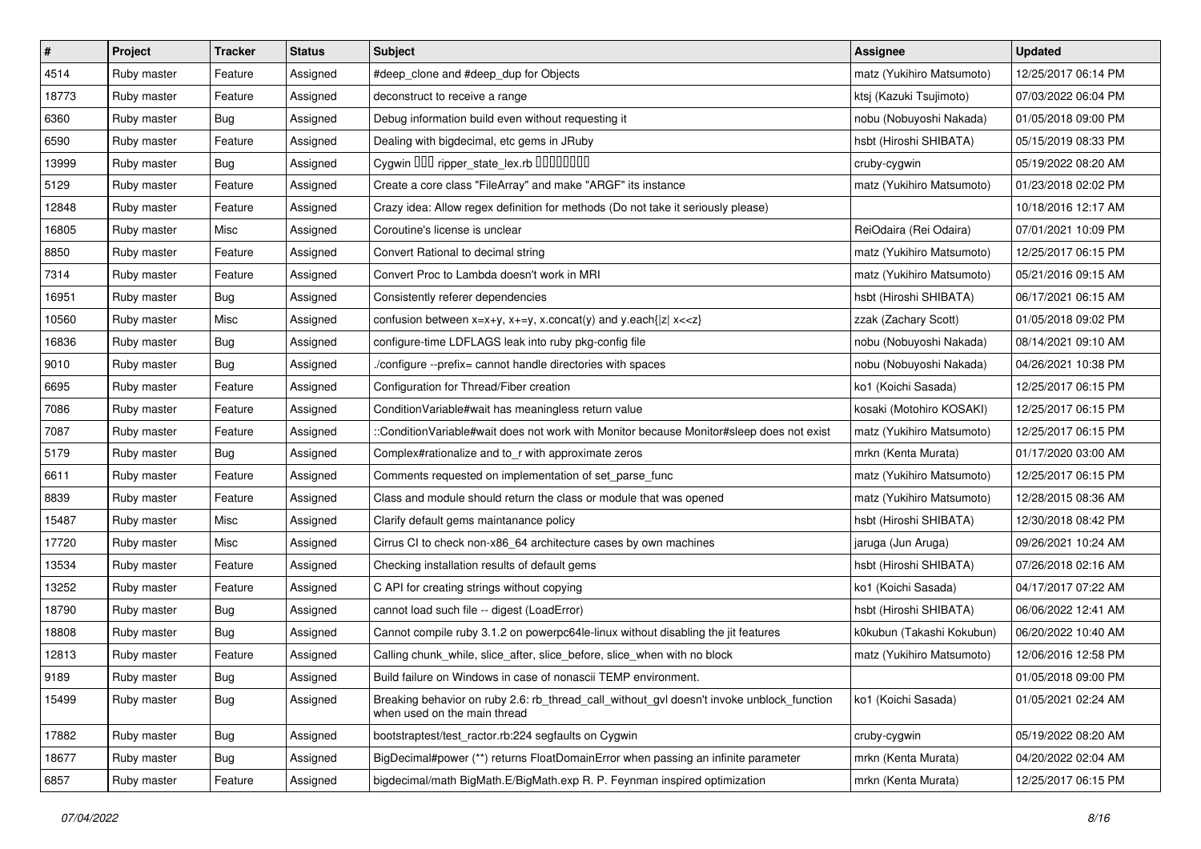| # | Project | Tracker | Status | Subject | Assignee | Updated |
|---|---|---|---|---|---|---|
| 4514 | Ruby master | Feature | Assigned | #deep_clone and #deep_dup for Objects | matz (Yukihiro Matsumoto) | 12/25/2017 06:14 PM |
| 18773 | Ruby master | Feature | Assigned | deconstruct to receive a range | ktsj (Kazuki Tsujimoto) | 07/03/2022 06:04 PM |
| 6360 | Ruby master | Bug | Assigned | Debug information build even without requesting it | nobu (Nobuyoshi Nakada) | 01/05/2018 09:00 PM |
| 6590 | Ruby master | Feature | Assigned | Dealing with bigdecimal, etc gems in JRuby | hsbt (Hiroshi SHIBATA) | 05/15/2019 08:33 PM |
| 13999 | Ruby master | Bug | Assigned | Cygwin □□□ ripper_state_lex.rb □□□□□□□□ | cruby-cygwin | 05/19/2022 08:20 AM |
| 5129 | Ruby master | Feature | Assigned | Create a core class "FileArray" and make "ARGF" its instance | matz (Yukihiro Matsumoto) | 01/23/2018 02:02 PM |
| 12848 | Ruby master | Feature | Assigned | Crazy idea: Allow regex definition for methods (Do not take it seriously please) | | 10/18/2016 12:17 AM |
| 16805 | Ruby master | Misc | Assigned | Coroutine's license is unclear | ReiOdaira (Rei Odaira) | 07/01/2021 10:09 PM |
| 8850 | Ruby master | Feature | Assigned | Convert Rational to decimal string | matz (Yukihiro Matsumoto) | 12/25/2017 06:15 PM |
| 7314 | Ruby master | Feature | Assigned | Convert Proc to Lambda doesn't work in MRI | matz (Yukihiro Matsumoto) | 05/21/2016 09:15 AM |
| 16951 | Ruby master | Bug | Assigned | Consistently referer dependencies | hsbt (Hiroshi SHIBATA) | 06/17/2021 06:15 AM |
| 10560 | Ruby master | Misc | Assigned | confusion between x=x+y, x+=y, x.concat(y) and y.each{\|z\| x<<z} | zzak (Zachary Scott) | 01/05/2018 09:02 PM |
| 16836 | Ruby master | Bug | Assigned | configure-time LDFLAGS leak into ruby pkg-config file | nobu (Nobuyoshi Nakada) | 08/14/2021 09:10 AM |
| 9010 | Ruby master | Bug | Assigned | ./configure --prefix= cannot handle directories with spaces | nobu (Nobuyoshi Nakada) | 04/26/2021 10:38 PM |
| 6695 | Ruby master | Feature | Assigned | Configuration for Thread/Fiber creation | ko1 (Koichi Sasada) | 12/25/2017 06:15 PM |
| 7086 | Ruby master | Feature | Assigned | ConditionVariable#wait has meaningless return value | kosaki (Motohiro KOSAKI) | 12/25/2017 06:15 PM |
| 7087 | Ruby master | Feature | Assigned | ::ConditionVariable#wait does not work with Monitor because Monitor#sleep does not exist | matz (Yukihiro Matsumoto) | 12/25/2017 06:15 PM |
| 5179 | Ruby master | Bug | Assigned | Complex#rationalize and to_r with approximate zeros | mrkn (Kenta Murata) | 01/17/2020 03:00 AM |
| 6611 | Ruby master | Feature | Assigned | Comments requested on implementation of set_parse_func | matz (Yukihiro Matsumoto) | 12/25/2017 06:15 PM |
| 8839 | Ruby master | Feature | Assigned | Class and module should return the class or module that was opened | matz (Yukihiro Matsumoto) | 12/28/2015 08:36 AM |
| 15487 | Ruby master | Misc | Assigned | Clarify default gems maintanance policy | hsbt (Hiroshi SHIBATA) | 12/30/2018 08:42 PM |
| 17720 | Ruby master | Misc | Assigned | Cirrus CI to check non-x86_64 architecture cases by own machines | jaruga (Jun Aruga) | 09/26/2021 10:24 AM |
| 13534 | Ruby master | Feature | Assigned | Checking installation results of default gems | hsbt (Hiroshi SHIBATA) | 07/26/2018 02:16 AM |
| 13252 | Ruby master | Feature | Assigned | C API for creating strings without copying | ko1 (Koichi Sasada) | 04/17/2017 07:22 AM |
| 18790 | Ruby master | Bug | Assigned | cannot load such file -- digest (LoadError) | hsbt (Hiroshi SHIBATA) | 06/06/2022 12:41 AM |
| 18808 | Ruby master | Bug | Assigned | Cannot compile ruby 3.1.2 on powerpc64le-linux without disabling the jit features | k0kubun (Takashi Kokubun) | 06/20/2022 10:40 AM |
| 12813 | Ruby master | Feature | Assigned | Calling chunk_while, slice_after, slice_before, slice_when with no block | matz (Yukihiro Matsumoto) | 12/06/2016 12:58 PM |
| 9189 | Ruby master | Bug | Assigned | Build failure on Windows in case of nonascii TEMP environment. | | 01/05/2018 09:00 PM |
| 15499 | Ruby master | Bug | Assigned | Breaking behavior on ruby 2.6: rb_thread_call_without_gvl doesn't invoke unblock_function when used on the main thread | ko1 (Koichi Sasada) | 01/05/2021 02:24 AM |
| 17882 | Ruby master | Bug | Assigned | bootstraptest/test_ractor.rb:224 segfaults on Cygwin | cruby-cygwin | 05/19/2022 08:20 AM |
| 18677 | Ruby master | Bug | Assigned | BigDecimal#power (**) returns FloatDomainError when passing an infinite parameter | mrkn (Kenta Murata) | 04/20/2022 02:04 AM |
| 6857 | Ruby master | Feature | Assigned | bigdecimal/math BigMath.E/BigMath.exp R. P. Feynman inspired optimization | mrkn (Kenta Murata) | 12/25/2017 06:15 PM |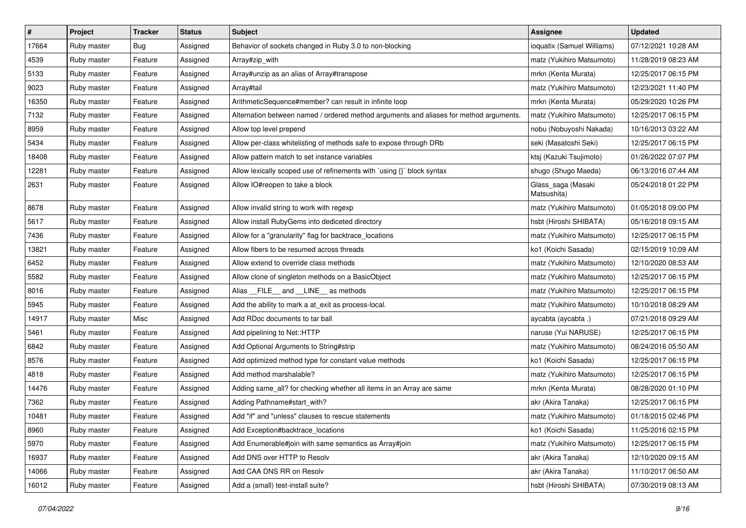| # | Project | Tracker | Status | Subject | Assignee | Updated |
|---|---|---|---|---|---|---|
| 17664 | Ruby master | Bug | Assigned | Behavior of sockets changed in Ruby 3.0 to non-blocking | ioquatix (Samuel Williams) | 07/12/2021 10:28 AM |
| 4539 | Ruby master | Feature | Assigned | Array#zip_with | matz (Yukihiro Matsumoto) | 11/28/2019 08:23 AM |
| 5133 | Ruby master | Feature | Assigned | Array#unzip as an alias of Array#transpose | mrkn (Kenta Murata) | 12/25/2017 06:15 PM |
| 9023 | Ruby master | Feature | Assigned | Array#tail | matz (Yukihiro Matsumoto) | 12/23/2021 11:40 PM |
| 16350 | Ruby master | Feature | Assigned | ArithmeticSequence#member? can result in infinite loop | mrkn (Kenta Murata) | 05/29/2020 10:26 PM |
| 7132 | Ruby master | Feature | Assigned | Alternation between named / ordered method arguments and aliases for method arguments. | matz (Yukihiro Matsumoto) | 12/25/2017 06:15 PM |
| 8959 | Ruby master | Feature | Assigned | Allow top level prepend | nobu (Nobuyoshi Nakada) | 10/16/2013 03:22 AM |
| 5434 | Ruby master | Feature | Assigned | Allow per-class whitelisting of methods safe to expose through DRb | seki (Masatoshi Seki) | 12/25/2017 06:15 PM |
| 18408 | Ruby master | Feature | Assigned | Allow pattern match to set instance variables | ktsj (Kazuki Tsujimoto) | 01/26/2022 07:07 PM |
| 12281 | Ruby master | Feature | Assigned | Allow lexically scoped use of refinements with `using {}` block syntax | shugo (Shugo Maeda) | 06/13/2016 07:44 AM |
| 2631 | Ruby master | Feature | Assigned | Allow IO#reopen to take a block | Glass_saga (Masaki Matsushita) | 05/24/2018 01:22 PM |
| 8678 | Ruby master | Feature | Assigned | Allow invalid string to work with regexp | matz (Yukihiro Matsumoto) | 01/05/2018 09:00 PM |
| 5617 | Ruby master | Feature | Assigned | Allow install RubyGems into dediceted directory | hsbt (Hiroshi SHIBATA) | 05/16/2018 09:15 AM |
| 7436 | Ruby master | Feature | Assigned | Allow for a "granularity" flag for backtrace_locations | matz (Yukihiro Matsumoto) | 12/25/2017 06:15 PM |
| 13821 | Ruby master | Feature | Assigned | Allow fibers to be resumed across threads | ko1 (Koichi Sasada) | 02/15/2019 10:09 AM |
| 6452 | Ruby master | Feature | Assigned | Allow extend to override class methods | matz (Yukihiro Matsumoto) | 12/10/2020 08:53 AM |
| 5582 | Ruby master | Feature | Assigned | Allow clone of singleton methods on a BasicObject | matz (Yukihiro Matsumoto) | 12/25/2017 06:15 PM |
| 8016 | Ruby master | Feature | Assigned | Alias __FILE__ and __LINE__ as methods | matz (Yukihiro Matsumoto) | 12/25/2017 06:15 PM |
| 5945 | Ruby master | Feature | Assigned | Add the ability to mark a at_exit as process-local. | matz (Yukihiro Matsumoto) | 10/10/2018 08:29 AM |
| 14917 | Ruby master | Misc | Assigned | Add RDoc documents to tar ball | aycabta (aycabta .) | 07/21/2018 09:29 AM |
| 5461 | Ruby master | Feature | Assigned | Add pipelining to Net::HTTP | naruse (Yui NARUSE) | 12/25/2017 06:15 PM |
| 6842 | Ruby master | Feature | Assigned | Add Optional Arguments to String#strip | matz (Yukihiro Matsumoto) | 08/24/2016 05:50 AM |
| 8576 | Ruby master | Feature | Assigned | Add optimized method type for constant value methods | ko1 (Koichi Sasada) | 12/25/2017 06:15 PM |
| 4818 | Ruby master | Feature | Assigned | Add method marshalable? | matz (Yukihiro Matsumoto) | 12/25/2017 06:15 PM |
| 14476 | Ruby master | Feature | Assigned | Adding same_all? for checking whether all items in an Array are same | mrkn (Kenta Murata) | 08/28/2020 01:10 PM |
| 7362 | Ruby master | Feature | Assigned | Adding Pathname#start_with? | akr (Akira Tanaka) | 12/25/2017 06:15 PM |
| 10481 | Ruby master | Feature | Assigned | Add "if" and "unless" clauses to rescue statements | matz (Yukihiro Matsumoto) | 01/18/2015 02:46 PM |
| 8960 | Ruby master | Feature | Assigned | Add Exception#backtrace_locations | ko1 (Koichi Sasada) | 11/25/2016 02:15 PM |
| 5970 | Ruby master | Feature | Assigned | Add Enumerable#join with same semantics as Array#join | matz (Yukihiro Matsumoto) | 12/25/2017 06:15 PM |
| 16937 | Ruby master | Feature | Assigned | Add DNS over HTTP to Resolv | akr (Akira Tanaka) | 12/10/2020 09:15 AM |
| 14066 | Ruby master | Feature | Assigned | Add CAA DNS RR on Resolv | akr (Akira Tanaka) | 11/10/2017 06:50 AM |
| 16012 | Ruby master | Feature | Assigned | Add a (small) test-install suite? | hsbt (Hiroshi SHIBATA) | 07/30/2019 08:13 AM |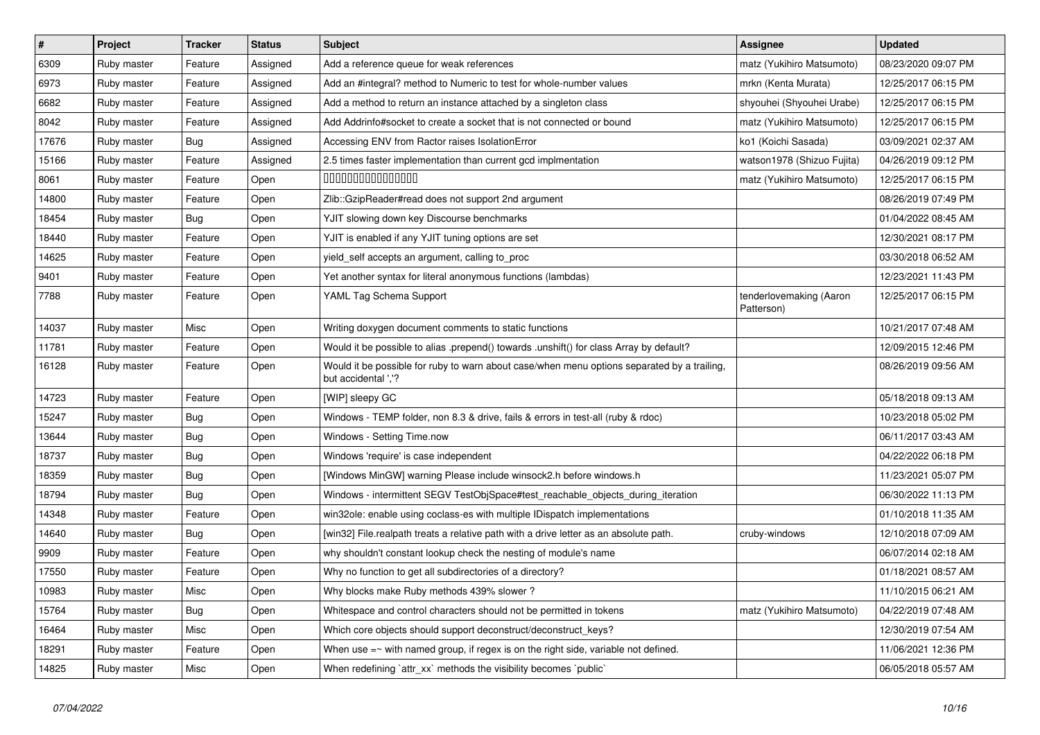| # | Project | Tracker | Status | Subject | Assignee | Updated |
|---|---|---|---|---|---|---|
| 6309 | Ruby master | Feature | Assigned | Add a reference queue for weak references | matz (Yukihiro Matsumoto) | 08/23/2020 09:07 PM |
| 6973 | Ruby master | Feature | Assigned | Add an #integral? method to Numeric to test for whole-number values | mrkn (Kenta Murata) | 12/25/2017 06:15 PM |
| 6682 | Ruby master | Feature | Assigned | Add a method to return an instance attached by a singleton class | shyouhei (Shyouhei Urabe) | 12/25/2017 06:15 PM |
| 8042 | Ruby master | Feature | Assigned | Add Addrinfo#socket to create a socket that is not connected or bound | matz (Yukihiro Matsumoto) | 12/25/2017 06:15 PM |
| 17676 | Ruby master | Bug | Assigned | Accessing ENV from Ractor raises IsolationError | ko1 (Koichi Sasada) | 03/09/2021 02:37 AM |
| 15166 | Ruby master | Feature | Assigned | 2.5 times faster implementation than current gcd implmentation | watson1978 (Shizuo Fujita) | 04/26/2019 09:12 PM |
| 8061 | Ruby master | Feature | Open | 0000000000000000 | matz (Yukihiro Matsumoto) | 12/25/2017 06:15 PM |
| 14800 | Ruby master | Feature | Open | Zlib::GzipReader#read does not support 2nd argument | | 08/26/2019 07:49 PM |
| 18454 | Ruby master | Bug | Open | YJIT slowing down key Discourse benchmarks | | 01/04/2022 08:45 AM |
| 18440 | Ruby master | Feature | Open | YJIT is enabled if any YJIT tuning options are set | | 12/30/2021 08:17 PM |
| 14625 | Ruby master | Feature | Open | yield_self accepts an argument, calling to_proc | | 03/30/2018 06:52 AM |
| 9401 | Ruby master | Feature | Open | Yet another syntax for literal anonymous functions (lambdas) | | 12/23/2021 11:43 PM |
| 7788 | Ruby master | Feature | Open | YAML Tag Schema Support | tenderlovemaking (Aaron Patterson) | 12/25/2017 06:15 PM |
| 14037 | Ruby master | Misc | Open | Writing doxygen document comments to static functions | | 10/21/2017 07:48 AM |
| 11781 | Ruby master | Feature | Open | Would it be possible to alias .prepend() towards .unshift() for class Array by default? | | 12/09/2015 12:46 PM |
| 16128 | Ruby master | Feature | Open | Would it be possible for ruby to warn about case/when menu options separated by a trailing, but accidental ','? | | 08/26/2019 09:56 AM |
| 14723 | Ruby master | Feature | Open | [WIP] sleepy GC | | 05/18/2018 09:13 AM |
| 15247 | Ruby master | Bug | Open | Windows - TEMP folder, non 8.3 & drive, fails & errors in test-all (ruby & rdoc) | | 10/23/2018 05:02 PM |
| 13644 | Ruby master | Bug | Open | Windows - Setting Time.now | | 06/11/2017 03:43 AM |
| 18737 | Ruby master | Bug | Open | Windows 'require' is case independent | | 04/22/2022 06:18 PM |
| 18359 | Ruby master | Bug | Open | [Windows MinGW] warning Please include winsock2.h before windows.h | | 11/23/2021 05:07 PM |
| 18794 | Ruby master | Bug | Open | Windows - intermittent SEGV TestObjSpace#test_reachable_objects_during_iteration | | 06/30/2022 11:13 PM |
| 14348 | Ruby master | Feature | Open | win32ole: enable using coclass-es with multiple IDispatch implementations | | 01/10/2018 11:35 AM |
| 14640 | Ruby master | Bug | Open | [win32] File.realpath treats a relative path with a drive letter as an absolute path. | cruby-windows | 12/10/2018 07:09 AM |
| 9909 | Ruby master | Feature | Open | why shouldn't constant lookup check the nesting of module's name | | 06/07/2014 02:18 AM |
| 17550 | Ruby master | Feature | Open | Why no function to get all subdirectories of a directory? | | 01/18/2021 08:57 AM |
| 10983 | Ruby master | Misc | Open | Why blocks make Ruby methods 439% slower ? | | 11/10/2015 06:21 AM |
| 15764 | Ruby master | Bug | Open | Whitespace and control characters should not be permitted in tokens | matz (Yukihiro Matsumoto) | 04/22/2019 07:48 AM |
| 16464 | Ruby master | Misc | Open | Which core objects should support deconstruct/deconstruct_keys? | | 12/30/2019 07:54 AM |
| 18291 | Ruby master | Feature | Open | When use =~ with named group, if regex is on the right side, variable not defined. | | 11/06/2021 12:36 PM |
| 14825 | Ruby master | Misc | Open | When redefining `attr_xx` methods the visibility becomes `public` | | 06/05/2018 05:57 AM |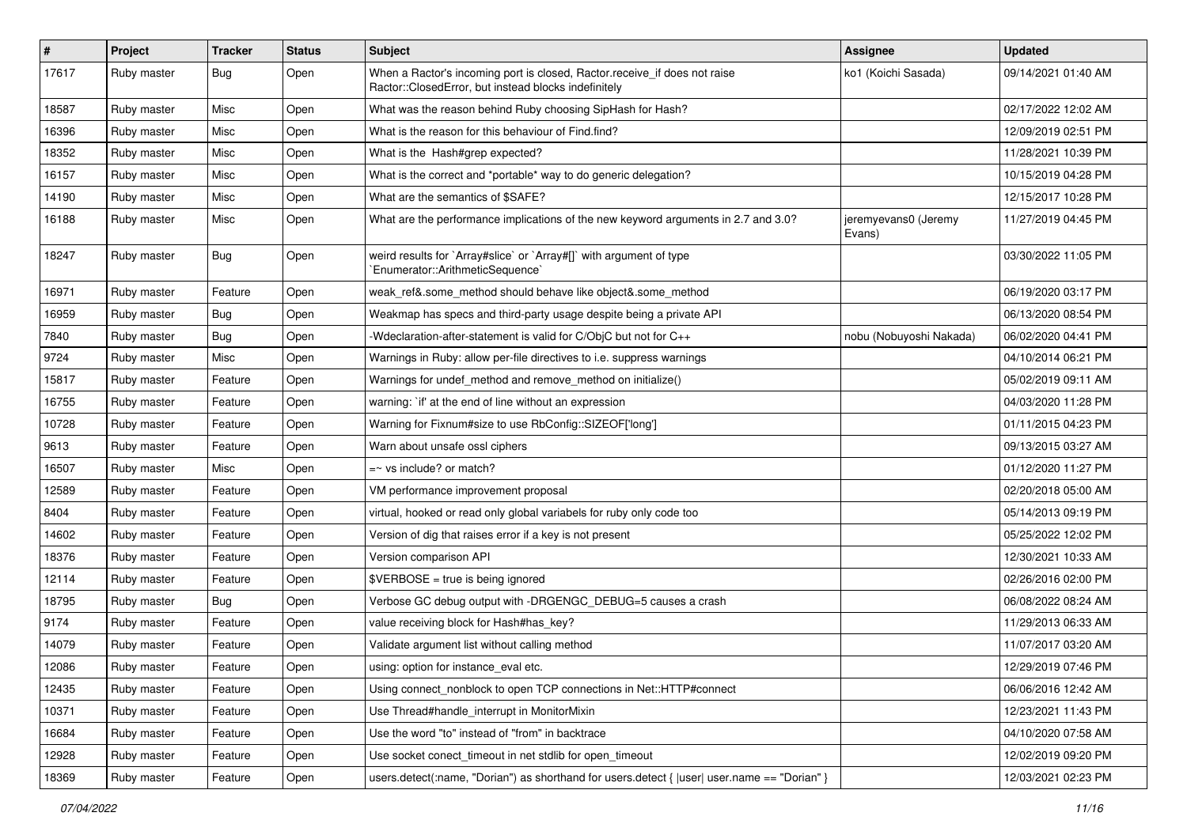| # | Project | Tracker | Status | Subject | Assignee | Updated |
|---|---|---|---|---|---|---|
| 17617 | Ruby master | Bug | Open | When a Ractor's incoming port is closed, Ractor.receive_if does not raise Ractor::ClosedError, but instead blocks indefinitely | ko1 (Koichi Sasada) | 09/14/2021 01:40 AM |
| 18587 | Ruby master | Misc | Open | What was the reason behind Ruby choosing SipHash for Hash? | | 02/17/2022 12:02 AM |
| 16396 | Ruby master | Misc | Open | What is the reason for this behaviour of Find.find? | | 12/09/2019 02:51 PM |
| 18352 | Ruby master | Misc | Open | What is the  Hash#grep expected? | | 11/28/2021 10:39 PM |
| 16157 | Ruby master | Misc | Open | What is the correct and *portable* way to do generic delegation? | | 10/15/2019 04:28 PM |
| 14190 | Ruby master | Misc | Open | What are the semantics of $SAFE? | | 12/15/2017 10:28 PM |
| 16188 | Ruby master | Misc | Open | What are the performance implications of the new keyword arguments in 2.7 and 3.0? | jeremyevans0 (Jeremy Evans) | 11/27/2019 04:45 PM |
| 18247 | Ruby master | Bug | Open | weird results for `Array#slice` or `Array#[]` with argument of type `Enumerator::ArithmeticSequence` | | 03/30/2022 11:05 PM |
| 16971 | Ruby master | Feature | Open | weak_ref&.some_method should behave like object&.some_method | | 06/19/2020 03:17 PM |
| 16959 | Ruby master | Bug | Open | Weakmap has specs and third-party usage despite being a private API | | 06/13/2020 08:54 PM |
| 7840 | Ruby master | Bug | Open | -Wdeclaration-after-statement is valid for C/ObjC but not for C++ | nobu (Nobuyoshi Nakada) | 06/02/2020 04:41 PM |
| 9724 | Ruby master | Misc | Open | Warnings in Ruby: allow per-file directives to i.e. suppress warnings | | 04/10/2014 06:21 PM |
| 15817 | Ruby master | Feature | Open | Warnings for undef_method and remove_method on initialize() | | 05/02/2019 09:11 AM |
| 16755 | Ruby master | Feature | Open | warning: `if' at the end of line without an expression | | 04/03/2020 11:28 PM |
| 10728 | Ruby master | Feature | Open | Warning for Fixnum#size to use RbConfig::SIZEOF['long'] | | 01/11/2015 04:23 PM |
| 9613 | Ruby master | Feature | Open | Warn about unsafe ossl ciphers | | 09/13/2015 03:27 AM |
| 16507 | Ruby master | Misc | Open | =~ vs include? or match? | | 01/12/2020 11:27 PM |
| 12589 | Ruby master | Feature | Open | VM performance improvement proposal | | 02/20/2018 05:00 AM |
| 8404 | Ruby master | Feature | Open | virtual, hooked or read only global variabels for ruby only code too | | 05/14/2013 09:19 PM |
| 14602 | Ruby master | Feature | Open | Version of dig that raises error if a key is not present | | 05/25/2022 12:02 PM |
| 18376 | Ruby master | Feature | Open | Version comparison API | | 12/30/2021 10:33 AM |
| 12114 | Ruby master | Feature | Open | $VERBOSE = true is being ignored | | 02/26/2016 02:00 PM |
| 18795 | Ruby master | Bug | Open | Verbose GC debug output with -DRGENGC_DEBUG=5 causes a crash | | 06/08/2022 08:24 AM |
| 9174 | Ruby master | Feature | Open | value receiving block for Hash#has_key? | | 11/29/2013 06:33 AM |
| 14079 | Ruby master | Feature | Open | Validate argument list without calling method | | 11/07/2017 03:20 AM |
| 12086 | Ruby master | Feature | Open | using: option for instance_eval etc. | | 12/29/2019 07:46 PM |
| 12435 | Ruby master | Feature | Open | Using connect_nonblock to open TCP connections in Net::HTTP#connect | | 06/06/2016 12:42 AM |
| 10371 | Ruby master | Feature | Open | Use Thread#handle_interrupt in MonitorMixin | | 12/23/2021 11:43 PM |
| 16684 | Ruby master | Feature | Open | Use the word "to" instead of "from" in backtrace | | 04/10/2020 07:58 AM |
| 12928 | Ruby master | Feature | Open | Use socket conect_timeout in net stdlib for open_timeout | | 12/02/2019 09:20 PM |
| 18369 | Ruby master | Feature | Open | users.detect(:name, "Dorian") as shorthand for users.detect { \|user\| user.name == "Dorian" } | | 12/03/2021 02:23 PM |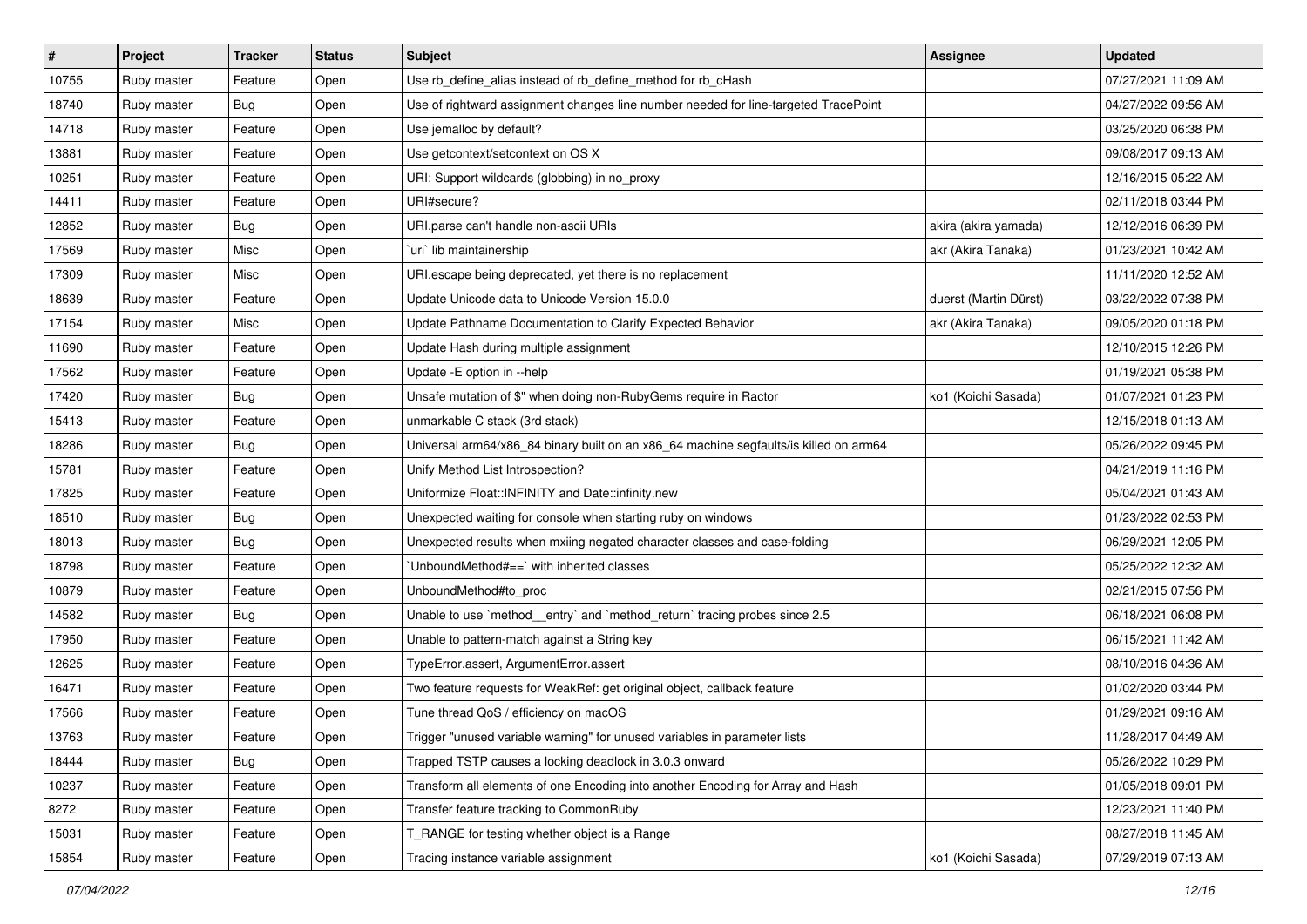| # | Project | Tracker | Status | Subject | Assignee | Updated |
|---|---|---|---|---|---|---|
| 10755 | Ruby master | Feature | Open | Use rb_define_alias instead of rb_define_method for rb_cHash | | 07/27/2021 11:09 AM |
| 18740 | Ruby master | Bug | Open | Use of rightward assignment changes line number needed for line-targeted TracePoint | | 04/27/2022 09:56 AM |
| 14718 | Ruby master | Feature | Open | Use jemalloc by default? | | 03/25/2020 06:38 PM |
| 13881 | Ruby master | Feature | Open | Use getcontext/setcontext on OS X | | 09/08/2017 09:13 AM |
| 10251 | Ruby master | Feature | Open | URI: Support wildcards (globbing) in no_proxy | | 12/16/2015 05:22 AM |
| 14411 | Ruby master | Feature | Open | URI#secure? | | 02/11/2018 03:44 PM |
| 12852 | Ruby master | Bug | Open | URI.parse can't handle non-ascii URIs | akira (akira yamada) | 12/12/2016 06:39 PM |
| 17569 | Ruby master | Misc | Open | `uri` lib maintainership | akr (Akira Tanaka) | 01/23/2021 10:42 AM |
| 17309 | Ruby master | Misc | Open | URI.escape being deprecated, yet there is no replacement | | 11/11/2020 12:52 AM |
| 18639 | Ruby master | Feature | Open | Update Unicode data to Unicode Version 15.0.0 | duerst (Martin Dürst) | 03/22/2022 07:38 PM |
| 17154 | Ruby master | Misc | Open | Update Pathname Documentation to Clarify Expected Behavior | akr (Akira Tanaka) | 09/05/2020 01:18 PM |
| 11690 | Ruby master | Feature | Open | Update Hash during multiple assignment | | 12/10/2015 12:26 PM |
| 17562 | Ruby master | Feature | Open | Update -E option in --help | | 01/19/2021 05:38 PM |
| 17420 | Ruby master | Bug | Open | Unsafe mutation of $" when doing non-RubyGems require in Ractor | ko1 (Koichi Sasada) | 01/07/2021 01:23 PM |
| 15413 | Ruby master | Feature | Open | unmarkable C stack (3rd stack) | | 12/15/2018 01:13 AM |
| 18286 | Ruby master | Bug | Open | Universal arm64/x86_84 binary built on an x86_64 machine segfaults/is killed on arm64 | | 05/26/2022 09:45 PM |
| 15781 | Ruby master | Feature | Open | Unify Method List Introspection? | | 04/21/2019 11:16 PM |
| 17825 | Ruby master | Feature | Open | Uniformize Float::INFINITY and Date::infinity.new | | 05/04/2021 01:43 AM |
| 18510 | Ruby master | Bug | Open | Unexpected waiting for console when starting ruby on windows | | 01/23/2022 02:53 PM |
| 18013 | Ruby master | Bug | Open | Unexpected results when mxiing negated character classes and case-folding | | 06/29/2021 12:05 PM |
| 18798 | Ruby master | Feature | Open | `UnboundMethod#==` with inherited classes | | 05/25/2022 12:32 AM |
| 10879 | Ruby master | Feature | Open | UnboundMethod#to_proc | | 02/21/2015 07:56 PM |
| 14582 | Ruby master | Bug | Open | Unable to use `method__entry` and `method_return` tracing probes since 2.5 | | 06/18/2021 06:08 PM |
| 17950 | Ruby master | Feature | Open | Unable to pattern-match against a String key | | 06/15/2021 11:42 AM |
| 12625 | Ruby master | Feature | Open | TypeError.assert, ArgumentError.assert | | 08/10/2016 04:36 AM |
| 16471 | Ruby master | Feature | Open | Two feature requests for WeakRef: get original object, callback feature | | 01/02/2020 03:44 PM |
| 17566 | Ruby master | Feature | Open | Tune thread QoS / efficiency on macOS | | 01/29/2021 09:16 AM |
| 13763 | Ruby master | Feature | Open | Trigger "unused variable warning" for unused variables in parameter lists | | 11/28/2017 04:49 AM |
| 18444 | Ruby master | Bug | Open | Trapped TSTP causes a locking deadlock in 3.0.3 onward | | 05/26/2022 10:29 PM |
| 10237 | Ruby master | Feature | Open | Transform all elements of one Encoding into another Encoding for Array and Hash | | 01/05/2018 09:01 PM |
| 8272 | Ruby master | Feature | Open | Transfer feature tracking to CommonRuby | | 12/23/2021 11:40 PM |
| 15031 | Ruby master | Feature | Open | T_RANGE for testing whether object is a Range | | 08/27/2018 11:45 AM |
| 15854 | Ruby master | Feature | Open | Tracing instance variable assignment | ko1 (Koichi Sasada) | 07/29/2019 07:13 AM |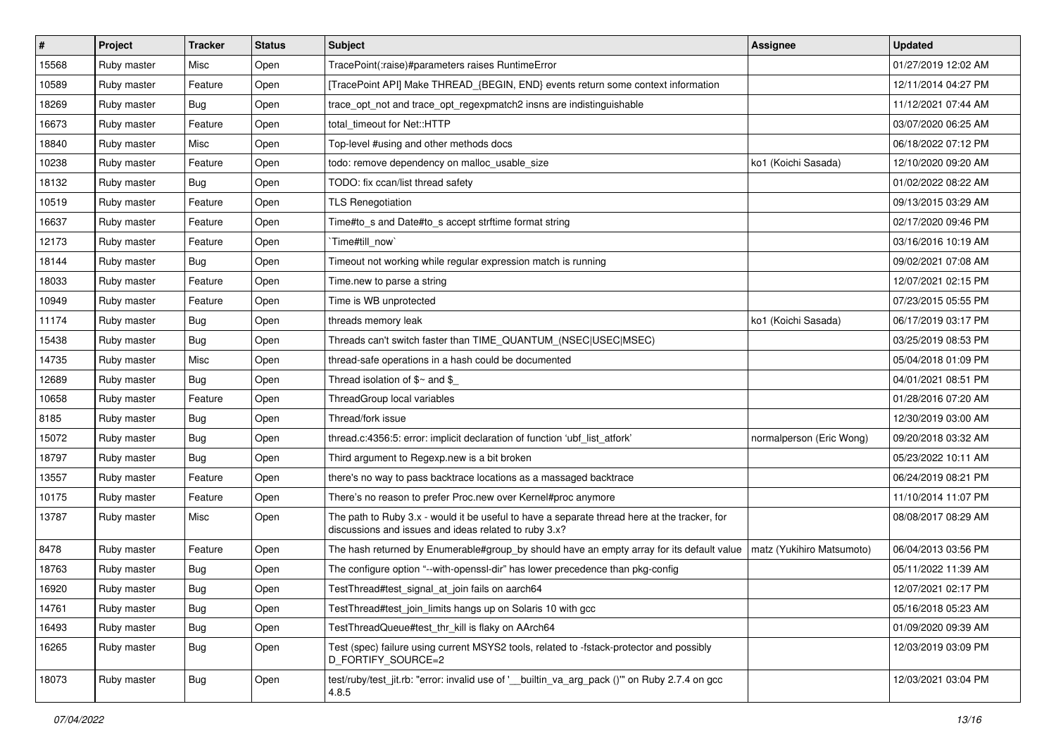| # | Project | Tracker | Status | Subject | Assignee | Updated |
|---|---|---|---|---|---|---|
| 15568 | Ruby master | Misc | Open | TracePoint(:raise)#parameters raises RuntimeError | | 01/27/2019 12:02 AM |
| 10589 | Ruby master | Feature | Open | [TracePoint API] Make THREAD_{BEGIN, END} events return some context information | | 12/11/2014 04:27 PM |
| 18269 | Ruby master | Bug | Open | trace_opt_not and trace_opt_regexpmatch2 insns are indistinguishable | | 11/12/2021 07:44 AM |
| 16673 | Ruby master | Feature | Open | total_timeout for Net::HTTP | | 03/07/2020 06:25 AM |
| 18840 | Ruby master | Misc | Open | Top-level #using and other methods docs | | 06/18/2022 07:12 PM |
| 10238 | Ruby master | Feature | Open | todo: remove dependency on malloc_usable_size | ko1 (Koichi Sasada) | 12/10/2020 09:20 AM |
| 18132 | Ruby master | Bug | Open | TODO: fix ccan/list thread safety | | 01/02/2022 08:22 AM |
| 10519 | Ruby master | Feature | Open | TLS Renegotiation | | 09/13/2015 03:29 AM |
| 16637 | Ruby master | Feature | Open | Time#to_s and Date#to_s accept strftime format string | | 02/17/2020 09:46 PM |
| 12173 | Ruby master | Feature | Open | `Time#till_now` | | 03/16/2016 10:19 AM |
| 18144 | Ruby master | Bug | Open | Timeout not working while regular expression match is running | | 09/02/2021 07:08 AM |
| 18033 | Ruby master | Feature | Open | Time.new to parse a string | | 12/07/2021 02:15 PM |
| 10949 | Ruby master | Feature | Open | Time is WB unprotected | | 07/23/2015 05:55 PM |
| 11174 | Ruby master | Bug | Open | threads memory leak | ko1 (Koichi Sasada) | 06/17/2019 03:17 PM |
| 15438 | Ruby master | Bug | Open | Threads can't switch faster than TIME_QUANTUM_(NSEC\|USEC\|MSEC) | | 03/25/2019 08:53 PM |
| 14735 | Ruby master | Misc | Open | thread-safe operations in a hash could be documented | | 05/04/2018 01:09 PM |
| 12689 | Ruby master | Bug | Open | Thread isolation of $~ and $_ | | 04/01/2021 08:51 PM |
| 10658 | Ruby master | Feature | Open | ThreadGroup local variables | | 01/28/2016 07:20 AM |
| 8185 | Ruby master | Bug | Open | Thread/fork issue | | 12/30/2019 03:00 AM |
| 15072 | Ruby master | Bug | Open | thread.c:4356:5: error: implicit declaration of function 'ubf_list_atfork' | normalperson (Eric Wong) | 09/20/2018 03:32 AM |
| 18797 | Ruby master | Bug | Open | Third argument to Regexp.new is a bit broken | | 05/23/2022 10:11 AM |
| 13557 | Ruby master | Feature | Open | there's no way to pass backtrace locations as a massaged backtrace | | 06/24/2019 08:21 PM |
| 10175 | Ruby master | Feature | Open | There's no reason to prefer Proc.new over Kernel#proc anymore | | 11/10/2014 11:07 PM |
| 13787 | Ruby master | Misc | Open | The path to Ruby 3.x - would it be useful to have a separate thread here at the tracker, for discussions and issues and ideas related to ruby 3.x? | | 08/08/2017 08:29 AM |
| 8478 | Ruby master | Feature | Open | The hash returned by Enumerable#group_by should have an empty array for its default value | matz (Yukihiro Matsumoto) | 06/04/2013 03:56 PM |
| 18763 | Ruby master | Bug | Open | The configure option "--with-openssl-dir" has lower precedence than pkg-config | | 05/11/2022 11:39 AM |
| 16920 | Ruby master | Bug | Open | TestThread#test_signal_at_join fails on aarch64 | | 12/07/2021 02:17 PM |
| 14761 | Ruby master | Bug | Open | TestThread#test_join_limits hangs up on Solaris 10 with gcc | | 05/16/2018 05:23 AM |
| 16493 | Ruby master | Bug | Open | TestThreadQueue#test_thr_kill is flaky on AArch64 | | 01/09/2020 09:39 AM |
| 16265 | Ruby master | Bug | Open | Test (spec) failure using current MSYS2 tools, related to -fstack-protector and possibly D_FORTIFY_SOURCE=2 | | 12/03/2019 03:09 PM |
| 18073 | Ruby master | Bug | Open | test/ruby/test_jit.rb: "error: invalid use of '__builtin_va_arg_pack ()'" on Ruby 2.7.4 on gcc 4.8.5 | | 12/03/2021 03:04 PM |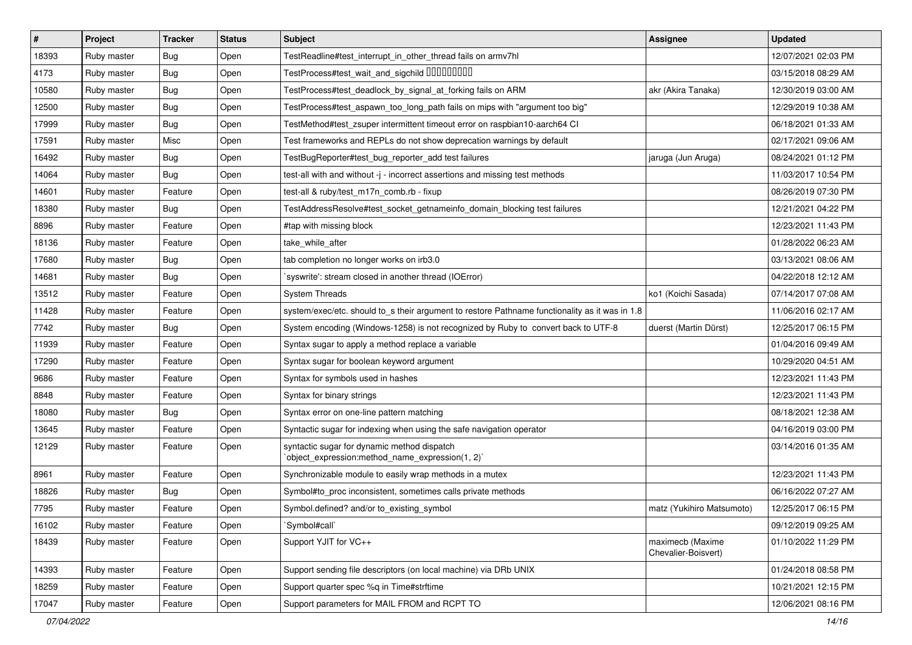| # | Project | Tracker | Status | Subject | Assignee | Updated |
|---|---|---|---|---|---|---|
| 18393 | Ruby master | Bug | Open | TestReadline#test_interrupt_in_other_thread fails on armv7hl | | 12/07/2021 02:03 PM |
| 4173 | Ruby master | Bug | Open | TestProcess#test_wait_and_sigchild ���������� | | 03/15/2018 08:29 AM |
| 10580 | Ruby master | Bug | Open | TestProcess#test_deadlock_by_signal_at_forking fails on ARM | akr (Akira Tanaka) | 12/30/2019 03:00 AM |
| 12500 | Ruby master | Bug | Open | TestProcess#test_aspawn_too_long_path fails on mips with "argument too big" | | 12/29/2019 10:38 AM |
| 17999 | Ruby master | Bug | Open | TestMethod#test_zsuper intermittent timeout error on raspbian10-aarch64 CI | | 06/18/2021 01:33 AM |
| 17591 | Ruby master | Misc | Open | Test frameworks and REPLs do not show deprecation warnings by default | | 02/17/2021 09:06 AM |
| 16492 | Ruby master | Bug | Open | TestBugReporter#test_bug_reporter_add test failures | jaruga (Jun Aruga) | 08/24/2021 01:12 PM |
| 14064 | Ruby master | Bug | Open | test-all with and without -j - incorrect assertions and missing test methods | | 11/03/2017 10:54 PM |
| 14601 | Ruby master | Feature | Open | test-all & ruby/test_m17n_comb.rb - fixup | | 08/26/2019 07:30 PM |
| 18380 | Ruby master | Bug | Open | TestAddressResolve#test_socket_getnameinfo_domain_blocking test failures | | 12/21/2021 04:22 PM |
| 8896 | Ruby master | Feature | Open | #tap with missing block | | 12/23/2021 11:43 PM |
| 18136 | Ruby master | Feature | Open | take_while_after | | 01/28/2022 06:23 AM |
| 17680 | Ruby master | Bug | Open | tab completion no longer works on irb3.0 | | 03/13/2021 08:06 AM |
| 14681 | Ruby master | Bug | Open | `syswrite': stream closed in another thread (IOError) | | 04/22/2018 12:12 AM |
| 13512 | Ruby master | Feature | Open | System Threads | ko1 (Koichi Sasada) | 07/14/2017 07:08 AM |
| 11428 | Ruby master | Feature | Open | system/exec/etc. should to_s their argument to restore Pathname functionality as it was in 1.8 | | 11/06/2016 02:17 AM |
| 7742 | Ruby master | Bug | Open | System encoding (Windows-1258) is not recognized by Ruby to convert back to UTF-8 | duerst (Martin Dürst) | 12/25/2017 06:15 PM |
| 11939 | Ruby master | Feature | Open | Syntax sugar to apply a method replace a variable | | 01/04/2016 09:49 AM |
| 17290 | Ruby master | Feature | Open | Syntax sugar for boolean keyword argument | | 10/29/2020 04:51 AM |
| 9686 | Ruby master | Feature | Open | Syntax for symbols used in hashes | | 12/23/2021 11:43 PM |
| 8848 | Ruby master | Feature | Open | Syntax for binary strings | | 12/23/2021 11:43 PM |
| 18080 | Ruby master | Bug | Open | Syntax error on one-line pattern matching | | 08/18/2021 12:38 AM |
| 13645 | Ruby master | Feature | Open | Syntactic sugar for indexing when using the safe navigation operator | | 04/16/2019 03:00 PM |
| 12129 | Ruby master | Feature | Open | syntactic sugar for dynamic method dispatch `object_expression:method_name_expression(1, 2)` | | 03/14/2016 01:35 AM |
| 8961 | Ruby master | Feature | Open | Synchronizable module to easily wrap methods in a mutex | | 12/23/2021 11:43 PM |
| 18826 | Ruby master | Bug | Open | Symbol#to_proc inconsistent, sometimes calls private methods | | 06/16/2022 07:27 AM |
| 7795 | Ruby master | Feature | Open | Symbol.defined? and/or to_existing_symbol | matz (Yukihiro Matsumoto) | 12/25/2017 06:15 PM |
| 16102 | Ruby master | Feature | Open | `Symbol#call` | | 09/12/2019 09:25 AM |
| 18439 | Ruby master | Feature | Open | Support YJIT for VC++ | maximecb (Maxime Chevalier-Boisvert) | 01/10/2022 11:29 PM |
| 14393 | Ruby master | Feature | Open | Support sending file descriptors (on local machine) via DRb UNIX | | 01/24/2018 08:58 PM |
| 18259 | Ruby master | Feature | Open | Support quarter spec %q in Time#strftime | | 10/21/2021 12:15 PM |
| 17047 | Ruby master | Feature | Open | Support parameters for MAIL FROM and RCPT TO | | 12/06/2021 08:16 PM |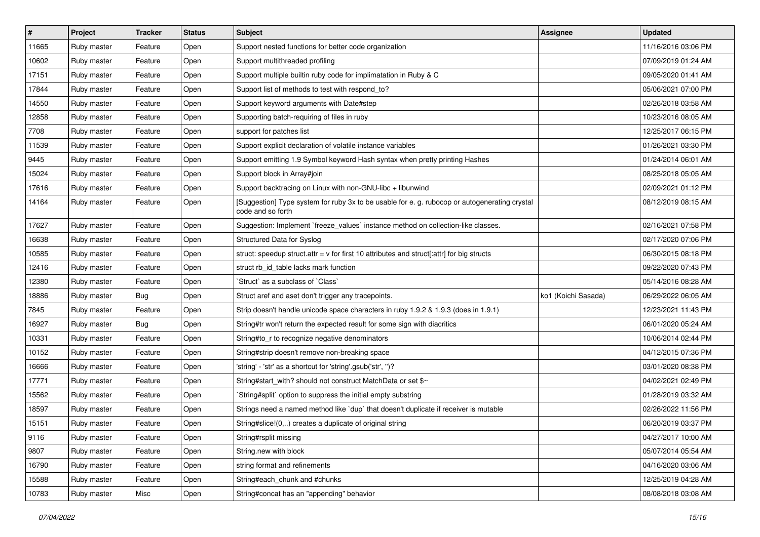| # | Project | Tracker | Status | Subject | Assignee | Updated |
|---|---|---|---|---|---|---|
| 11665 | Ruby master | Feature | Open | Support nested functions for better code organization | | 11/16/2016 03:06 PM |
| 10602 | Ruby master | Feature | Open | Support multithreaded profiling | | 07/09/2019 01:24 AM |
| 17151 | Ruby master | Feature | Open | Support multiple builtin ruby code for implimatation in Ruby & C | | 09/05/2020 01:41 AM |
| 17844 | Ruby master | Feature | Open | Support list of methods to test with respond_to? | | 05/06/2021 07:00 PM |
| 14550 | Ruby master | Feature | Open | Support keyword arguments with Date#step | | 02/26/2018 03:58 AM |
| 12858 | Ruby master | Feature | Open | Supporting batch-requiring of files in ruby | | 10/23/2016 08:05 AM |
| 7708 | Ruby master | Feature | Open | support for patches list | | 12/25/2017 06:15 PM |
| 11539 | Ruby master | Feature | Open | Support explicit declaration of volatile instance variables | | 01/26/2021 03:30 PM |
| 9445 | Ruby master | Feature | Open | Support emitting 1.9 Symbol keyword Hash syntax when pretty printing Hashes | | 01/24/2014 06:01 AM |
| 15024 | Ruby master | Feature | Open | Support block in Array#join | | 08/25/2018 05:05 AM |
| 17616 | Ruby master | Feature | Open | Support backtracing on Linux with non-GNU-libc + libunwind | | 02/09/2021 01:12 PM |
| 14164 | Ruby master | Feature | Open | [Suggestion] Type system for ruby 3x to be usable for e. g. rubocop or autogenerating crystal code and so forth | | 08/12/2019 08:15 AM |
| 17627 | Ruby master | Feature | Open | Suggestion: Implement `freeze_values` instance method on collection-like classes. | | 02/16/2021 07:58 PM |
| 16638 | Ruby master | Feature | Open | Structured Data for Syslog | | 02/17/2020 07:06 PM |
| 10585 | Ruby master | Feature | Open | struct: speedup struct.attr = v for first 10 attributes and struct[:attr] for big structs | | 06/30/2015 08:18 PM |
| 12416 | Ruby master | Feature | Open | struct rb_id_table lacks mark function | | 09/22/2020 07:43 PM |
| 12380 | Ruby master | Feature | Open | `Struct` as a subclass of `Class` | | 05/14/2016 08:28 AM |
| 18886 | Ruby master | Bug | Open | Struct aref and aset don't trigger any tracepoints. | ko1 (Koichi Sasada) | 06/29/2022 06:05 AM |
| 7845 | Ruby master | Feature | Open | Strip doesn't handle unicode space characters in ruby 1.9.2 & 1.9.3 (does in 1.9.1) | | 12/23/2021 11:43 PM |
| 16927 | Ruby master | Bug | Open | String#tr won't return the expected result for some sign with diacritics | | 06/01/2020 05:24 AM |
| 10331 | Ruby master | Feature | Open | String#to_r to recognize negative denominators | | 10/06/2014 02:44 PM |
| 10152 | Ruby master | Feature | Open | String#strip doesn't remove non-breaking space | | 04/12/2015 07:36 PM |
| 16666 | Ruby master | Feature | Open | 'string' - 'str' as a shortcut for 'string'.gsub('str', '')? | | 03/01/2020 08:38 PM |
| 17771 | Ruby master | Feature | Open | String#start_with? should not construct MatchData or set $~ | | 04/02/2021 02:49 PM |
| 15562 | Ruby master | Feature | Open | `String#split` option to suppress the initial empty substring | | 01/28/2019 03:32 AM |
| 18597 | Ruby master | Feature | Open | Strings need a named method like `dup` that doesn't duplicate if receiver is mutable | | 02/26/2022 11:56 PM |
| 15151 | Ruby master | Feature | Open | String#slice!(0,..) creates a duplicate of original string | | 06/20/2019 03:37 PM |
| 9116 | Ruby master | Feature | Open | String#rsplit missing | | 04/27/2017 10:00 AM |
| 9807 | Ruby master | Feature | Open | String.new with block | | 05/07/2014 05:54 AM |
| 16790 | Ruby master | Feature | Open | string format and refinements | | 04/16/2020 03:06 AM |
| 15588 | Ruby master | Feature | Open | String#each_chunk and #chunks | | 12/25/2019 04:28 AM |
| 10783 | Ruby master | Misc | Open | String#concat has an "appending" behavior | | 08/08/2018 03:08 AM |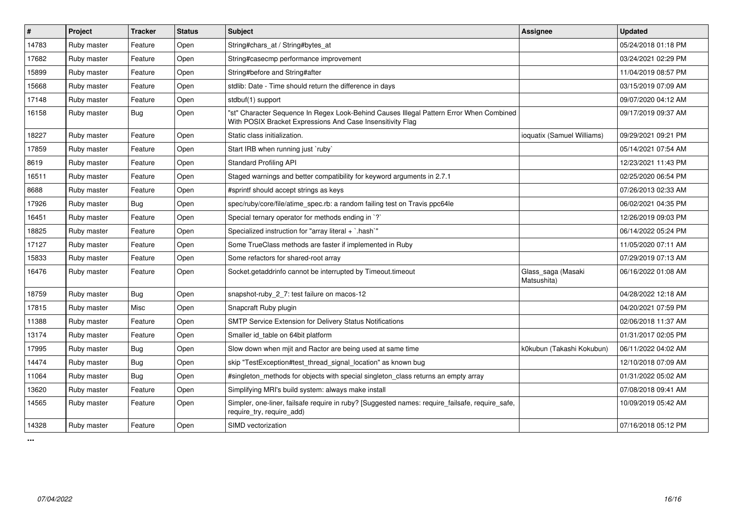| # | Project | Tracker | Status | Subject | Assignee | Updated |
|---|---|---|---|---|---|---|
| 14783 | Ruby master | Feature | Open | String#chars_at / String#bytes_at | | 05/24/2018 01:18 PM |
| 17682 | Ruby master | Feature | Open | String#casecmp performance improvement | | 03/24/2021 02:29 PM |
| 15899 | Ruby master | Feature | Open | String#before and String#after | | 11/04/2019 08:57 PM |
| 15668 | Ruby master | Feature | Open | stdlib: Date - Time should return the difference in days | | 03/15/2019 07:09 AM |
| 17148 | Ruby master | Feature | Open | stdbuf(1) support | | 09/07/2020 04:12 AM |
| 16158 | Ruby master | Bug | Open | "st" Character Sequence In Regex Look-Behind Causes Illegal Pattern Error When Combined With POSIX Bracket Expressions And Case Insensitivity Flag | | 09/17/2019 09:37 AM |
| 18227 | Ruby master | Feature | Open | Static class initialization. | ioquatix (Samuel Williams) | 09/29/2021 09:21 PM |
| 17859 | Ruby master | Feature | Open | Start IRB when running just `ruby` | | 05/14/2021 07:54 AM |
| 8619 | Ruby master | Feature | Open | Standard Profiling API | | 12/23/2021 11:43 PM |
| 16511 | Ruby master | Feature | Open | Staged warnings and better compatibility for keyword arguments in 2.7.1 | | 02/25/2020 06:54 PM |
| 8688 | Ruby master | Feature | Open | #sprintf should accept strings as keys | | 07/26/2013 02:33 AM |
| 17926 | Ruby master | Bug | Open | spec/ruby/core/file/atime_spec.rb: a random failing test on Travis ppc64le | | 06/02/2021 04:35 PM |
| 16451 | Ruby master | Feature | Open | Special ternary operator for methods ending in `?` | | 12/26/2019 09:03 PM |
| 18825 | Ruby master | Feature | Open | Specialized instruction for "array literal + `.hash`" | | 06/14/2022 05:24 PM |
| 17127 | Ruby master | Feature | Open | Some TrueClass methods are faster if implemented in Ruby | | 11/05/2020 07:11 AM |
| 15833 | Ruby master | Feature | Open | Some refactors for shared-root array | | 07/29/2019 07:13 AM |
| 16476 | Ruby master | Feature | Open | Socket.getaddrinfo cannot be interrupted by Timeout.timeout | Glass_saga (Masaki Matsushita) | 06/16/2022 01:08 AM |
| 18759 | Ruby master | Bug | Open | snapshot-ruby_2_7: test failure on macos-12 | | 04/28/2022 12:18 AM |
| 17815 | Ruby master | Misc | Open | Snapcraft Ruby plugin | | 04/20/2021 07:59 PM |
| 11388 | Ruby master | Feature | Open | SMTP Service Extension for Delivery Status Notifications | | 02/06/2018 11:37 AM |
| 13174 | Ruby master | Feature | Open | Smaller id_table on 64bit platform | | 01/31/2017 02:05 PM |
| 17995 | Ruby master | Bug | Open | Slow down when mjit and Ractor are being used at same time | k0kubun (Takashi Kokubun) | 06/11/2022 04:02 AM |
| 14474 | Ruby master | Bug | Open | skip "TestException#test_thread_signal_location" as known bug | | 12/10/2018 07:09 AM |
| 11064 | Ruby master | Bug | Open | #singleton_methods for objects with special singleton_class returns an empty array | | 01/31/2022 05:02 AM |
| 13620 | Ruby master | Feature | Open | Simplifying MRI's build system: always make install | | 07/08/2018 09:41 AM |
| 14565 | Ruby master | Feature | Open | Simpler, one-liner, failsafe require in ruby? [Suggested names: require_failsafe, require_safe, require_try, require_add) | | 10/09/2019 05:42 AM |
| 14328 | Ruby master | Feature | Open | SIMD vectorization | | 07/16/2018 05:12 PM |

...